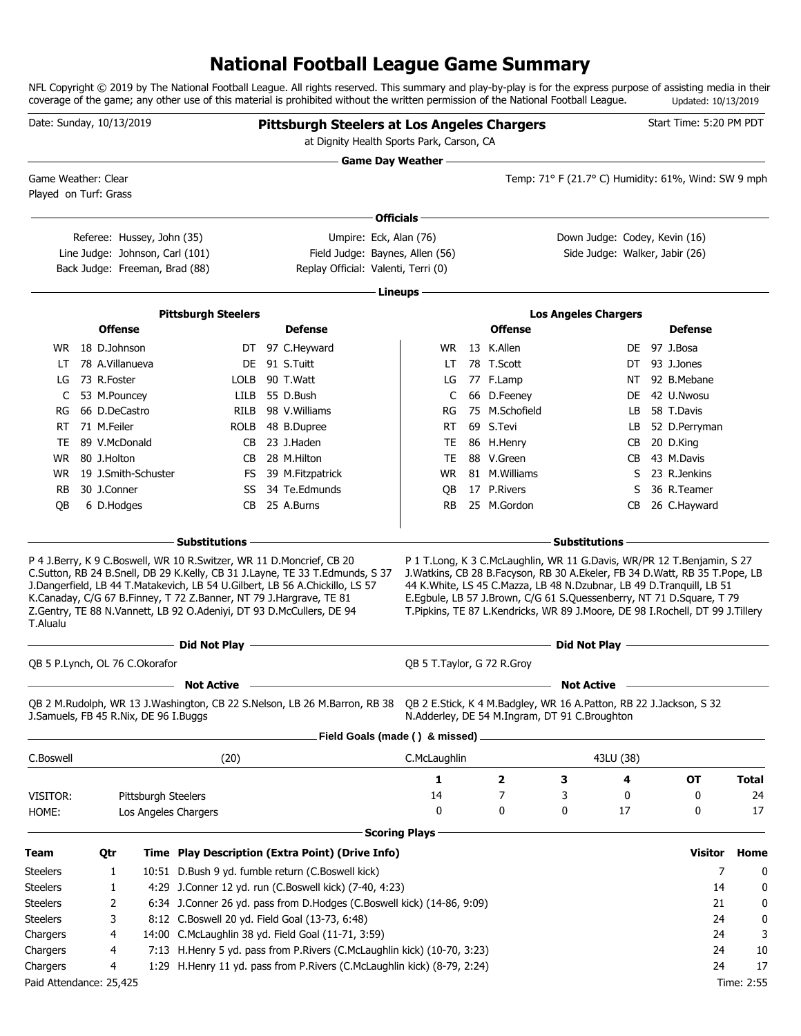# National Football League Game Summary

NFL Copyright © 2019 by The National Football League. All rights reserved. This summary and play-by-play is for the express purpose of assisting media in their coverage of the game; any other use of this material is prohibited without the written permission of the National Football League. Updated: 10/13/2019

Date: Sunday, 10/13/2019

## Pittsburgh Steelers at Los Angeles Chargers

at Dignity Health Sports Park, Carson, CA

Start Time: 5:20 PM PDT

### Game Day Weather

Game Weather: Clear
Played on Turf: Grass

Temp: 71° F (21.7° C) Humidity: 61%, Wind: SW 9 mph

### Officials

Referee: Hussey, John (35)
Umpire: Eck, Alan (76)
Down Judge: Codey, Kevin (16)
Line Judge: Johnson, Carl (101)
Field Judge: Baynes, Allen (56)
Side Judge: Walker, Jabir (26)
Back Judge: Freeman, Brad (88)
Replay Official: Valenti, Terri (0)

### Lineups

**Pittsburgh Steelers**

| Offense | | | Defense | | |
|---|---|---|---|---|---|
| WR | 18 | D.Johnson | DT | 97 | C.Heyward |
| LT | 78 | A.Villanueva | DE | 91 | S.Tuitt |
| LG | 73 | R.Foster | LOLB | 90 | T.Watt |
| C | 53 | M.Pouncey | LILB | 55 | D.Bush |
| RG | 66 | D.DeCastro | RILB | 98 | V.Williams |
| RT | 71 | M.Feiler | ROLB | 48 | B.Dupree |
| TE | 89 | V.McDonald | CB | 23 | J.Haden |
| WR | 80 | J.Holton | CB | 28 | M.Hilton |
| WR | 19 | J.Smith-Schuster | FS | 39 | M.Fitzpatrick |
| RB | 30 | J.Conner | SS | 34 | Te.Edmunds |
| QB | 6 | D.Hodges | CB | 25 | A.Burns |

**Los Angeles Chargers**

| Offense | | | Defense | | |
|---|---|---|---|---|---|
| WR | 13 | K.Allen | DE | 97 | J.Bosa |
| LT | 78 | T.Scott | DT | 93 | J.Jones |
| LG | 77 | F.Lamp | NT | 92 | B.Mebane |
| C | 66 | D.Feeney | DE | 42 | U.Nwosu |
| RG | 75 | M.Schofield | LB | 58 | T.Davis |
| RT | 69 | S.Tevi | LB | 52 | D.Perryman |
| TE | 86 | H.Henry | CB | 20 | D.King |
| TE | 88 | V.Green | CB | 43 | M.Davis |
| WR | 81 | M.Williams | S | 23 | R.Jenkins |
| QB | 17 | P.Rivers | S | 36 | R.Teamer |
| RB | 25 | M.Gordon | CB | 26 | C.Hayward |

### Substitutions

**Pittsburgh Steelers:** P 4 J.Berry, K 9 C.Boswell, WR 10 R.Switzer, WR 11 D.Moncrief, CB 20 C.Sutton, RB 24 B.Snell, DB 29 K.Kelly, CB 31 J.Layne, TE 33 T.Edmunds, S 37 J.Dangerfield, LB 44 T.Matakevich, LB 54 U.Gilbert, LB 56 A.Chickillo, LS 57 K.Canaday, C/G 67 B.Finney, T 72 Z.Banner, NT 79 J.Hargrave, TE 81 Z.Gentry, TE 88 N.Vannett, LB 92 O.Adeniyi, DT 93 D.McCullers, DE 94 T.Alualu

**Los Angeles Chargers:** P 1 T.Long, K 3 C.McLaughlin, WR 11 G.Davis, WR/PR 12 T.Benjamin, S 27 J.Watkins, CB 28 B.Facyson, RB 30 A.Ekeler, FB 34 D.Watt, RB 35 T.Pope, LB 44 K.White, LS 45 C.Mazza, LB 48 N.Dzubnar, LB 49 D.Tranquill, LB 51 E.Egbule, LB 57 J.Brown, C/G 61 S.Quessenberry, NT 71 D.Square, T 79 T.Pipkins, TE 87 L.Kendricks, WR 89 J.Moore, DE 98 I.Rochell, DT 99 J.Tillery

### Did Not Play

**Pittsburgh Steelers:** QB 5 P.Lynch, OL 76 C.Okorafor

**Los Angeles Chargers:** QB 5 T.Taylor, G 72 R.Groy

### Not Active

**Pittsburgh Steelers:** QB 2 M.Rudolph, WR 13 J.Washington, CB 22 S.Nelson, LB 26 M.Barron, RB 38 J.Samuels, FB 45 R.Nix, DE 96 I.Buggs

**Los Angeles Chargers:** QB 2 E.Stick, K 4 M.Badgley, WR 16 A.Patton, RB 22 J.Jackson, S 32 N.Adderley, DE 54 M.Ingram, DT 91 C.Broughton

### Field Goals (made ( ) & missed)

C.Boswell (20)

C.McLaughlin 43LU (38)

| | | 1 | 2 | 3 | 4 | OT | Total |
|---|---|---|---|---|---|---|---|
| VISITOR: | Pittsburgh Steelers | 14 | 7 | 3 | 0 | 0 | 24 |
| HOME: | Los Angeles Chargers | 0 | 0 | 0 | 17 | 0 | 17 |

### Scoring Plays

| Team | Qtr | Time | Play Description (Extra Point) (Drive Info) | Visitor | Home |
|---|---|---|---|---|---|
| Steelers | 1 | 10:51 | D.Bush 9 yd. fumble return (C.Boswell kick) | 7 | 0 |
| Steelers | 1 | 4:29 | J.Conner 12 yd. run (C.Boswell kick) (7-40, 4:23) | 14 | 0 |
| Steelers | 2 | 6:34 | J.Conner 26 yd. pass from D.Hodges (C.Boswell kick) (14-86, 9:09) | 21 | 0 |
| Steelers | 3 | 8:12 | C.Boswell 20 yd. Field Goal (13-73, 6:48) | 24 | 0 |
| Chargers | 4 | 14:00 | C.McLaughlin 38 yd. Field Goal (11-71, 3:59) | 24 | 3 |
| Chargers | 4 | 7:13 | H.Henry 5 yd. pass from P.Rivers (C.McLaughlin kick) (10-70, 3:23) | 24 | 10 |
| Chargers | 4 | 1:29 | H.Henry 11 yd. pass from P.Rivers (C.McLaughlin kick) (8-79, 2:24) | 24 | 17 |

Paid Attendance: 25,425

Time: 2:55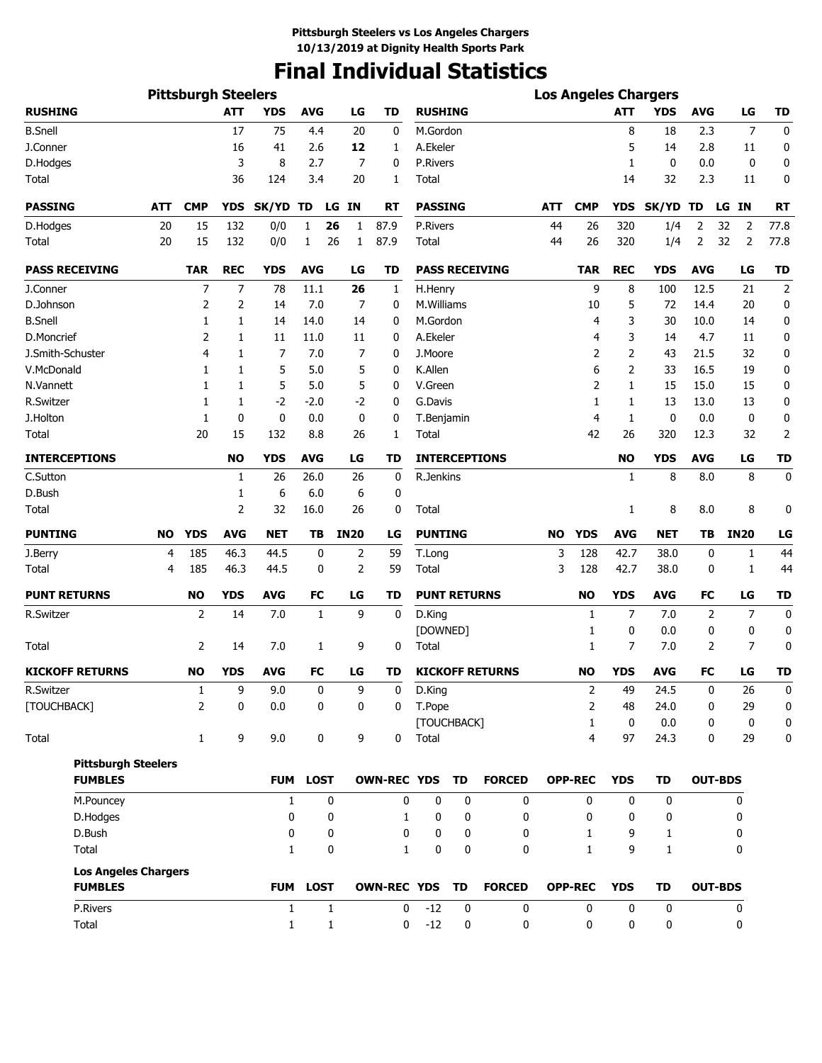**Pittsburgh Steelers vs Los Angeles Chargers**
**10/13/2019 at Dignity Health Sports Park**

# Final Individual Statistics

## Pittsburgh Steelers

| RUSHING | ATT | YDS | AVG | LG | TD |
|---|---|---|---|---|---|
| B.Snell | 17 | 75 | 4.4 | 20 | 0 |
| J.Conner | 16 | 41 | 2.6 | **12** | 1 |
| D.Hodges | 3 | 8 | 2.7 | 7 | 0 |
| Total | 36 | 124 | 3.4 | 20 | 1 |

| PASSING | ATT | CMP | YDS | SK/YD | TD | LG | IN | RT |
|---|---|---|---|---|---|---|---|---|
| D.Hodges | 20 | 15 | 132 | 0/0 | 1 | **26** | 1 | 87.9 |
| Total | 20 | 15 | 132 | 0/0 | 1 | 26 | 1 | 87.9 |

| PASS RECEIVING | TAR | REC | YDS | AVG | LG | TD |
|---|---|---|---|---|---|---|
| J.Conner | 7 | 7 | 78 | 11.1 | **26** | 1 |
| D.Johnson | 2 | 2 | 14 | 7.0 | 7 | 0 |
| B.Snell | 1 | 1 | 14 | 14.0 | 14 | 0 |
| D.Moncrief | 2 | 1 | 11 | 11.0 | 11 | 0 |
| J.Smith-Schuster | 4 | 1 | 7 | 7.0 | 7 | 0 |
| V.McDonald | 1 | 1 | 5 | 5.0 | 5 | 0 |
| N.Vannett | 1 | 1 | 5 | 5.0 | 5 | 0 |
| R.Switzer | 1 | 1 | -2 | -2.0 | -2 | 0 |
| J.Holton | 1 | 0 | 0 | 0.0 | 0 | 0 |
| Total | 20 | 15 | 132 | 8.8 | 26 | 1 |

| INTERCEPTIONS | NO | YDS | AVG | LG | TD |
|---|---|---|---|---|---|
| C.Sutton | 1 | 26 | 26.0 | 26 | 0 |
| D.Bush | 1 | 6 | 6.0 | 6 | 0 |
| Total | 2 | 32 | 16.0 | 26 | 0 |

| PUNTING | NO | YDS | AVG | NET | TB | IN20 | LG |
|---|---|---|---|---|---|---|---|
| J.Berry | 4 | 185 | 46.3 | 44.5 | 0 | 2 | 59 |
| Total | 4 | 185 | 46.3 | 44.5 | 0 | 2 | 59 |

| PUNT RETURNS | NO | YDS | AVG | FC | LG | TD |
|---|---|---|---|---|---|---|
| R.Switzer | 2 | 14 | 7.0 | 1 | 9 | 0 |
| Total | 2 | 14 | 7.0 | 1 | 9 | 0 |

| KICKOFF RETURNS | NO | YDS | AVG | FC | LG | TD |
|---|---|---|---|---|---|---|
| R.Switzer | 1 | 9 | 9.0 | 0 | 9 | 0 |
| [TOUCHBACK] | 2 | 0 | 0.0 | 0 | 0 | 0 |
| Total | 1 | 9 | 9.0 | 0 | 9 | 0 |

## Los Angeles Chargers

| RUSHING | ATT | YDS | AVG | LG | TD |
|---|---|---|---|---|---|
| M.Gordon | 8 | 18 | 2.3 | 7 | 0 |
| A.Ekeler | 5 | 14 | 2.8 | 11 | 0 |
| P.Rivers | 1 | 0 | 0.0 | 0 | 0 |
| Total | 14 | 32 | 2.3 | 11 | 0 |

| PASSING | ATT | CMP | YDS | SK/YD | TD | LG | IN | RT |
|---|---|---|---|---|---|---|---|---|
| P.Rivers | 44 | 26 | 320 | 1/4 | 2 | 32 | 2 | 77.8 |
| Total | 44 | 26 | 320 | 1/4 | 2 | 32 | 2 | 77.8 |

| PASS RECEIVING | TAR | REC | YDS | AVG | LG | TD |
|---|---|---|---|---|---|---|
| H.Henry | 9 | 8 | 100 | 12.5 | 21 | 2 |
| M.Williams | 10 | 5 | 72 | 14.4 | 20 | 0 |
| M.Gordon | 4 | 3 | 30 | 10.0 | 14 | 0 |
| A.Ekeler | 4 | 3 | 14 | 4.7 | 11 | 0 |
| J.Moore | 2 | 2 | 43 | 21.5 | 32 | 0 |
| K.Allen | 6 | 2 | 33 | 16.5 | 19 | 0 |
| V.Green | 2 | 1 | 15 | 15.0 | 15 | 0 |
| G.Davis | 1 | 1 | 13 | 13.0 | 13 | 0 |
| T.Benjamin | 4 | 1 | 0 | 0.0 | 0 | 0 |
| Total | 42 | 26 | 320 | 12.3 | 32 | 2 |

| INTERCEPTIONS | NO | YDS | AVG | LG | TD |
|---|---|---|---|---|---|
| R.Jenkins | 1 | 8 | 8.0 | 8 | 0 |
| Total | 1 | 8 | 8.0 | 8 | 0 |

| PUNTING | NO | YDS | AVG | NET | TB | IN20 | LG |
|---|---|---|---|---|---|---|---|
| T.Long | 3 | 128 | 42.7 | 38.0 | 0 | 1 | 44 |
| Total | 3 | 128 | 42.7 | 38.0 | 0 | 1 | 44 |

| PUNT RETURNS | NO | YDS | AVG | FC | LG | TD |
|---|---|---|---|---|---|---|
| D.King | 1 | 7 | 7.0 | 2 | 7 | 0 |
| [DOWNED] | 1 | 0 | 0.0 | 0 | 0 | 0 |
| Total | 1 | 7 | 7.0 | 2 | 7 | 0 |

| KICKOFF RETURNS | NO | YDS | AVG | FC | LG | TD |
|---|---|---|---|---|---|---|
| D.King | 2 | 49 | 24.5 | 0 | 26 | 0 |
| T.Pope | 2 | 48 | 24.0 | 0 | 29 | 0 |
| [TOUCHBACK] | 1 | 0 | 0.0 | 0 | 0 | 0 |
| Total | 4 | 97 | 24.3 | 0 | 29 | 0 |

## Fumbles

**Pittsburgh Steelers**

| FUMBLES | FUM | LOST | OWN-REC | YDS | TD | FORCED | OPP-REC | YDS | TD | OUT-BDS |
|---|---|---|---|---|---|---|---|---|---|---|
| M.Pouncey | 1 | 0 | 0 | 0 | 0 | 0 | 0 | 0 | 0 | 0 |
| D.Hodges | 0 | 0 | 1 | 0 | 0 | 0 | 0 | 0 | 0 | 0 |
| D.Bush | 0 | 0 | 0 | 0 | 0 | 0 | 1 | 9 | 1 | 0 |
| Total | 1 | 0 | 1 | 0 | 0 | 0 | 1 | 9 | 1 | 0 |

**Los Angeles Chargers**

| FUMBLES | FUM | LOST | OWN-REC | YDS | TD | FORCED | OPP-REC | YDS | TD | OUT-BDS |
|---|---|---|---|---|---|---|---|---|---|---|
| P.Rivers | 1 | 1 | 0 | -12 | 0 | 0 | 0 | 0 | 0 | 0 |
| Total | 1 | 1 | 0 | -12 | 0 | 0 | 0 | 0 | 0 | 0 |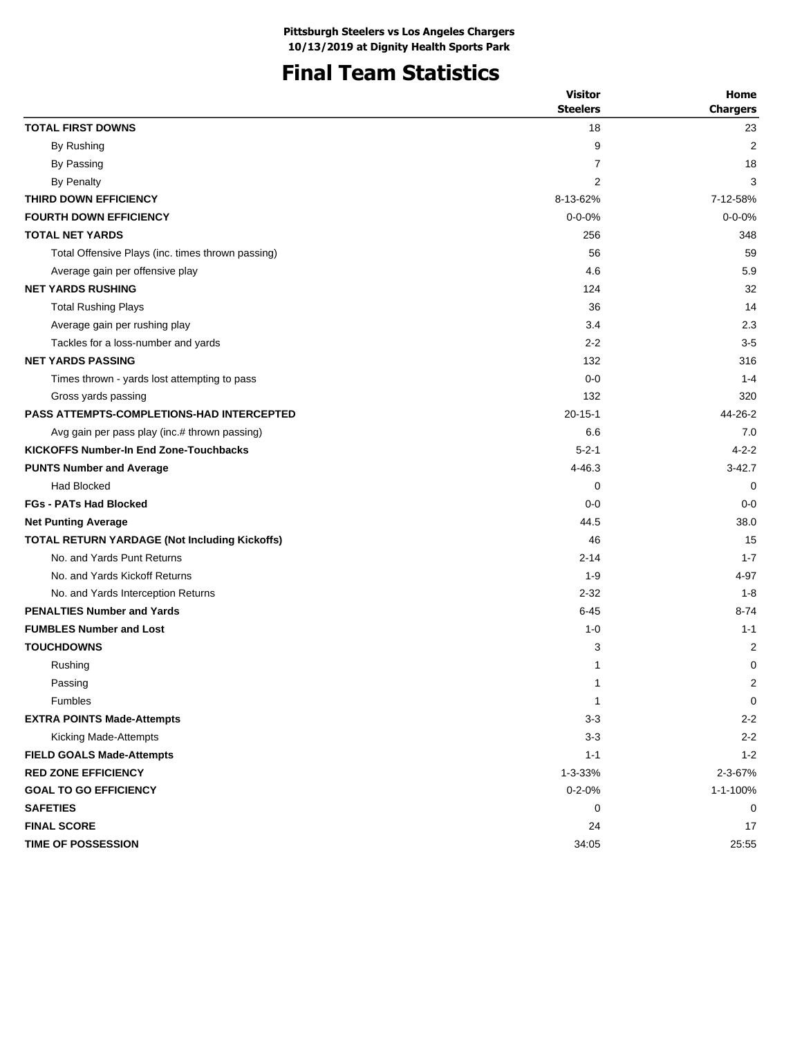**Pittsburgh Steelers vs Los Angeles Chargers**
**10/13/2019 at Dignity Health Sports Park**

# Final Team Statistics

| | Visitor Steelers | Home Chargers |
|---|---|---|
| **TOTAL FIRST DOWNS** | 18 | 23 |
| By Rushing | 9 | 2 |
| By Passing | 7 | 18 |
| By Penalty | 2 | 3 |
| **THIRD DOWN EFFICIENCY** | 8-13-62% | 7-12-58% |
| **FOURTH DOWN EFFICIENCY** | 0-0-0% | 0-0-0% |
| **TOTAL NET YARDS** | 256 | 348 |
| Total Offensive Plays (inc. times thrown passing) | 56 | 59 |
| Average gain per offensive play | 4.6 | 5.9 |
| **NET YARDS RUSHING** | 124 | 32 |
| Total Rushing Plays | 36 | 14 |
| Average gain per rushing play | 3.4 | 2.3 |
| Tackles for a loss-number and yards | 2-2 | 3-5 |
| **NET YARDS PASSING** | 132 | 316 |
| Times thrown - yards lost attempting to pass | 0-0 | 1-4 |
| Gross yards passing | 132 | 320 |
| **PASS ATTEMPTS-COMPLETIONS-HAD INTERCEPTED** | 20-15-1 | 44-26-2 |
| Avg gain per pass play (inc.# thrown passing) | 6.6 | 7.0 |
| **KICKOFFS Number-In End Zone-Touchbacks** | 5-2-1 | 4-2-2 |
| **PUNTS Number and Average** | 4-46.3 | 3-42.7 |
| Had Blocked | 0 | 0 |
| **FGs - PATs Had Blocked** | 0-0 | 0-0 |
| **Net Punting Average** | 44.5 | 38.0 |
| **TOTAL RETURN YARDAGE (Not Including Kickoffs)** | 46 | 15 |
| No. and Yards Punt Returns | 2-14 | 1-7 |
| No. and Yards Kickoff Returns | 1-9 | 4-97 |
| No. and Yards Interception Returns | 2-32 | 1-8 |
| **PENALTIES Number and Yards** | 6-45 | 8-74 |
| **FUMBLES Number and Lost** | 1-0 | 1-1 |
| **TOUCHDOWNS** | 3 | 2 |
| Rushing | 1 | 0 |
| Passing | 1 | 2 |
| Fumbles | 1 | 0 |
| **EXTRA POINTS Made-Attempts** | 3-3 | 2-2 |
| Kicking Made-Attempts | 3-3 | 2-2 |
| **FIELD GOALS Made-Attempts** | 1-1 | 1-2 |
| **RED ZONE EFFICIENCY** | 1-3-33% | 2-3-67% |
| **GOAL TO GO EFFICIENCY** | 0-2-0% | 1-1-100% |
| **SAFETIES** | 0 | 0 |
| **FINAL SCORE** | 24 | 17 |
| **TIME OF POSSESSION** | 34:05 | 25:55 |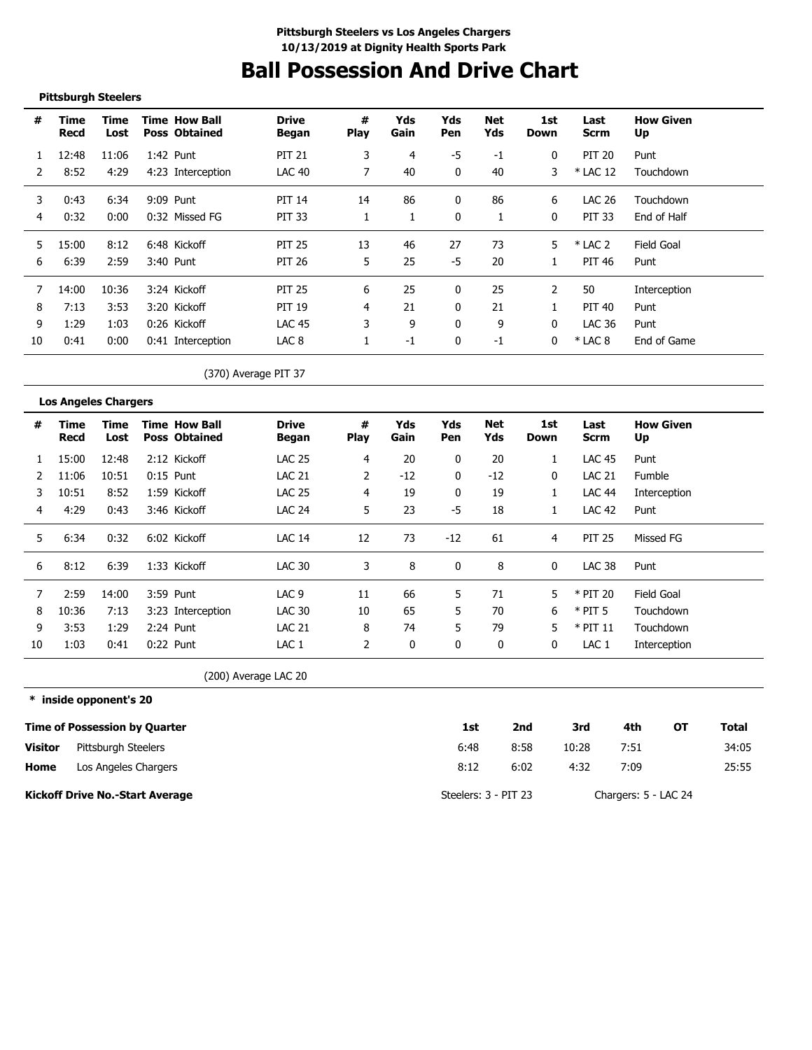**Pittsburgh Steelers vs Los Angeles Chargers**
**10/13/2019 at Dignity Health Sports Park**

# Ball Possession And Drive Chart

**Pittsburgh Steelers**

| # | Time Recd | Time Lost | Time Poss | How Ball Obtained | Drive Began | # Play | Yds Gain | Yds Pen | Net Yds | 1st Down | Last Scrm | How Given Up |
|---|---|---|---|---|---|---|---|---|---|---|---|---|
| 1 | 12:48 | 11:06 | 1:42 | Punt | PIT 21 | 3 | 4 | -5 | -1 | 0 | PIT 20 | Punt |
| 2 | 8:52 | 4:29 | 4:23 | Interception | LAC 40 | 7 | 40 | 0 | 40 | 3 | * LAC 12 | Touchdown |
| 3 | 0:43 | 6:34 | 9:09 | Punt | PIT 14 | 14 | 86 | 0 | 86 | 6 | LAC 26 | Touchdown |
| 4 | 0:32 | 0:00 | 0:32 | Missed FG | PIT 33 | 1 | 1 | 0 | 1 | 0 | PIT 33 | End of Half |
| 5 | 15:00 | 8:12 | 6:48 | Kickoff | PIT 25 | 13 | 46 | 27 | 73 | 5 | * LAC 2 | Field Goal |
| 6 | 6:39 | 2:59 | 3:40 | Punt | PIT 26 | 5 | 25 | -5 | 20 | 1 | PIT 46 | Punt |
| 7 | 14:00 | 10:36 | 3:24 | Kickoff | PIT 25 | 6 | 25 | 0 | 25 | 2 | 50 | Interception |
| 8 | 7:13 | 3:53 | 3:20 | Kickoff | PIT 19 | 4 | 21 | 0 | 21 | 1 | PIT 40 | Punt |
| 9 | 1:29 | 1:03 | 0:26 | Kickoff | LAC 45 | 3 | 9 | 0 | 9 | 0 | LAC 36 | Punt |
| 10 | 0:41 | 0:00 | 0:41 | Interception | LAC 8 | 1 | -1 | 0 | -1 | 0 | * LAC 8 | End of Game |

(370) Average PIT 37

**Los Angeles Chargers**

| # | Time Recd | Time Lost | Time Poss | How Ball Obtained | Drive Began | # Play | Yds Gain | Yds Pen | Net Yds | 1st Down | Last Scrm | How Given Up |
|---|---|---|---|---|---|---|---|---|---|---|---|---|
| 1 | 15:00 | 12:48 | 2:12 | Kickoff | LAC 25 | 4 | 20 | 0 | 20 | 1 | LAC 45 | Punt |
| 2 | 11:06 | 10:51 | 0:15 | Punt | LAC 21 | 2 | -12 | 0 | -12 | 0 | LAC 21 | Fumble |
| 3 | 10:51 | 8:52 | 1:59 | Kickoff | LAC 25 | 4 | 19 | 0 | 19 | 1 | LAC 44 | Interception |
| 4 | 4:29 | 0:43 | 3:46 | Kickoff | LAC 24 | 5 | 23 | -5 | 18 | 1 | LAC 42 | Punt |
| 5 | 6:34 | 0:32 | 6:02 | Kickoff | LAC 14 | 12 | 73 | -12 | 61 | 4 | PIT 25 | Missed FG |
| 6 | 8:12 | 6:39 | 1:33 | Kickoff | LAC 30 | 3 | 8 | 0 | 8 | 0 | LAC 38 | Punt |
| 7 | 2:59 | 14:00 | 3:59 | Punt | LAC 9 | 11 | 66 | 5 | 71 | 5 | * PIT 20 | Field Goal |
| 8 | 10:36 | 7:13 | 3:23 | Interception | LAC 30 | 10 | 65 | 5 | 70 | 6 | * PIT 5 | Touchdown |
| 9 | 3:53 | 1:29 | 2:24 | Punt | LAC 21 | 8 | 74 | 5 | 79 | 5 | * PIT 11 | Touchdown |
| 10 | 1:03 | 0:41 | 0:22 | Punt | LAC 1 | 2 | 0 | 0 | 0 | 0 | LAC 1 | Interception |

(200) Average LAC 20

**\* inside opponent's 20**

| Time of Possession by Quarter | | 1st | 2nd | 3rd | 4th | OT | Total |
|---|---|---|---|---|---|---|---|
| **Visitor** | Pittsburgh Steelers | 6:48 | 8:58 | 10:28 | 7:51 | | 34:05 |
| **Home** | Los Angeles Chargers | 8:12 | 6:02 | 4:32 | 7:09 | | 25:55 |

**Kickoff Drive No.-Start Average** Steelers: 3 - PIT 23 Chargers: 5 - LAC 24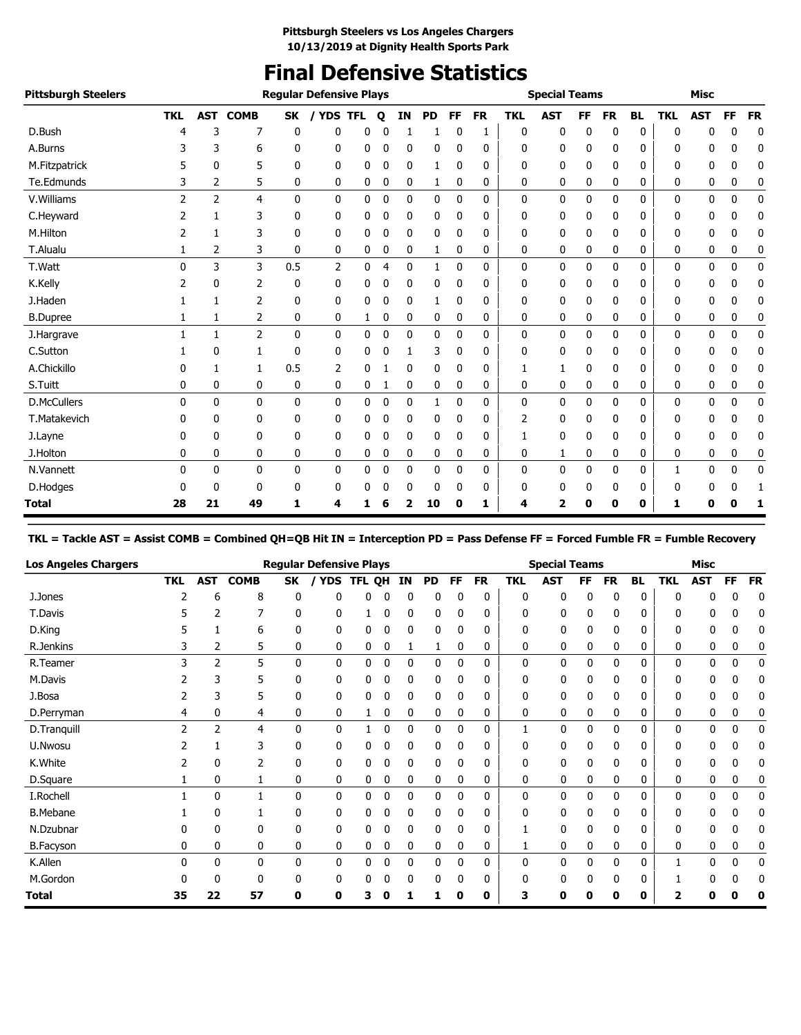**Pittsburgh Steelers vs Los Angeles Chargers**
**10/13/2019 at Dignity Health Sports Park**

# Final Defensive Statistics

| Pittsburgh Steelers | Regular Defensive Plays | | | | | | | | | | | Special Teams | | | | | | Misc | | | |
|---|---|---|---|---|---|---|---|---|---|---|---|---|---|---|---|---|---|---|---|---|---|
| | TKL | AST | COMB | SK | / YDS | TFL | Q | IN | PD | FF | FR | TKL | AST | FF | FR | BL | TKL | AST | FF | FR |
| D.Bush | 4 | 3 | 7 | 0 | 0 | 0 | 0 | 1 | 1 | 0 | 1 | 0 | 0 | 0 | 0 | 0 | 0 | 0 | 0 | 0 |
| A.Burns | 3 | 3 | 6 | 0 | 0 | 0 | 0 | 0 | 0 | 0 | 0 | 0 | 0 | 0 | 0 | 0 | 0 | 0 | 0 | 0 |
| M.Fitzpatrick | 5 | 0 | 5 | 0 | 0 | 0 | 0 | 0 | 1 | 0 | 0 | 0 | 0 | 0 | 0 | 0 | 0 | 0 | 0 | 0 |
| Te.Edmunds | 3 | 2 | 5 | 0 | 0 | 0 | 0 | 0 | 1 | 0 | 0 | 0 | 0 | 0 | 0 | 0 | 0 | 0 | 0 | 0 |
| V.Williams | 2 | 2 | 4 | 0 | 0 | 0 | 0 | 0 | 0 | 0 | 0 | 0 | 0 | 0 | 0 | 0 | 0 | 0 | 0 | 0 |
| C.Heyward | 2 | 1 | 3 | 0 | 0 | 0 | 0 | 0 | 0 | 0 | 0 | 0 | 0 | 0 | 0 | 0 | 0 | 0 | 0 | 0 |
| M.Hilton | 2 | 1 | 3 | 0 | 0 | 0 | 0 | 0 | 0 | 0 | 0 | 0 | 0 | 0 | 0 | 0 | 0 | 0 | 0 | 0 |
| T.Alualu | 1 | 2 | 3 | 0 | 0 | 0 | 0 | 0 | 1 | 0 | 0 | 0 | 0 | 0 | 0 | 0 | 0 | 0 | 0 | 0 |
| T.Watt | 0 | 3 | 3 | 0.5 | 2 | 0 | 4 | 0 | 1 | 0 | 0 | 0 | 0 | 0 | 0 | 0 | 0 | 0 | 0 | 0 |
| K.Kelly | 2 | 0 | 2 | 0 | 0 | 0 | 0 | 0 | 0 | 0 | 0 | 0 | 0 | 0 | 0 | 0 | 0 | 0 | 0 | 0 |
| J.Haden | 1 | 1 | 2 | 0 | 0 | 0 | 0 | 0 | 1 | 0 | 0 | 0 | 0 | 0 | 0 | 0 | 0 | 0 | 0 | 0 |
| B.Dupree | 1 | 1 | 2 | 0 | 0 | 1 | 0 | 0 | 0 | 0 | 0 | 0 | 0 | 0 | 0 | 0 | 0 | 0 | 0 | 0 |
| J.Hargrave | 1 | 1 | 2 | 0 | 0 | 0 | 0 | 0 | 0 | 0 | 0 | 0 | 0 | 0 | 0 | 0 | 0 | 0 | 0 | 0 |
| C.Sutton | 1 | 0 | 1 | 0 | 0 | 0 | 0 | 1 | 3 | 0 | 0 | 0 | 0 | 0 | 0 | 0 | 0 | 0 | 0 | 0 |
| A.Chickillo | 0 | 1 | 1 | 0.5 | 2 | 0 | 1 | 0 | 0 | 0 | 0 | 1 | 1 | 0 | 0 | 0 | 0 | 0 | 0 | 0 |
| S.Tuitt | 0 | 0 | 0 | 0 | 0 | 0 | 1 | 0 | 0 | 0 | 0 | 0 | 0 | 0 | 0 | 0 | 0 | 0 | 0 | 0 |
| D.McCullers | 0 | 0 | 0 | 0 | 0 | 0 | 0 | 0 | 1 | 0 | 0 | 0 | 0 | 0 | 0 | 0 | 0 | 0 | 0 | 0 |
| T.Matakevich | 0 | 0 | 0 | 0 | 0 | 0 | 0 | 0 | 0 | 0 | 0 | 2 | 0 | 0 | 0 | 0 | 0 | 0 | 0 | 0 |
| J.Layne | 0 | 0 | 0 | 0 | 0 | 0 | 0 | 0 | 0 | 0 | 0 | 1 | 0 | 0 | 0 | 0 | 0 | 0 | 0 | 0 |
| J.Holton | 0 | 0 | 0 | 0 | 0 | 0 | 0 | 0 | 0 | 0 | 0 | 0 | 1 | 0 | 0 | 0 | 0 | 0 | 0 | 0 |
| N.Vannett | 0 | 0 | 0 | 0 | 0 | 0 | 0 | 0 | 0 | 0 | 0 | 0 | 0 | 0 | 0 | 0 | 1 | 0 | 0 | 0 |
| D.Hodges | 0 | 0 | 0 | 0 | 0 | 0 | 0 | 0 | 0 | 0 | 0 | 0 | 0 | 0 | 0 | 0 | 0 | 0 | 0 | 1 |
| **Total** | **28** | **21** | **49** | **1** | **4** | **1** | **6** | **2** | **10** | **0** | **1** | **4** | **2** | **0** | **0** | **0** | **1** | **0** | **0** | **1** |

**TKL = Tackle AST = Assist COMB = Combined QH=QB Hit IN = Interception PD = Pass Defense FF = Forced Fumble FR = Fumble Recovery**

| Los Angeles Chargers | Regular Defensive Plays | | | | | | | | | | | Special Teams | | | | | | Misc | | | |
|---|---|---|---|---|---|---|---|---|---|---|---|---|---|---|---|---|---|---|---|---|---|
| | TKL | AST | COMB | SK | / YDS | TFL | QH | IN | PD | FF | FR | TKL | AST | FF | FR | BL | TKL | AST | FF | FR |
| J.Jones | 2 | 6 | 8 | 0 | 0 | 0 | 0 | 0 | 0 | 0 | 0 | 0 | 0 | 0 | 0 | 0 | 0 | 0 | 0 | 0 |
| T.Davis | 5 | 2 | 7 | 0 | 0 | 1 | 0 | 0 | 0 | 0 | 0 | 0 | 0 | 0 | 0 | 0 | 0 | 0 | 0 | 0 |
| D.King | 5 | 1 | 6 | 0 | 0 | 0 | 0 | 0 | 0 | 0 | 0 | 0 | 0 | 0 | 0 | 0 | 0 | 0 | 0 | 0 |
| R.Jenkins | 3 | 2 | 5 | 0 | 0 | 0 | 0 | 1 | 1 | 0 | 0 | 0 | 0 | 0 | 0 | 0 | 0 | 0 | 0 | 0 |
| R.Teamer | 3 | 2 | 5 | 0 | 0 | 0 | 0 | 0 | 0 | 0 | 0 | 0 | 0 | 0 | 0 | 0 | 0 | 0 | 0 | 0 |
| M.Davis | 2 | 3 | 5 | 0 | 0 | 0 | 0 | 0 | 0 | 0 | 0 | 0 | 0 | 0 | 0 | 0 | 0 | 0 | 0 | 0 |
| J.Bosa | 2 | 3 | 5 | 0 | 0 | 0 | 0 | 0 | 0 | 0 | 0 | 0 | 0 | 0 | 0 | 0 | 0 | 0 | 0 | 0 |
| D.Perryman | 4 | 0 | 4 | 0 | 0 | 1 | 0 | 0 | 0 | 0 | 0 | 0 | 0 | 0 | 0 | 0 | 0 | 0 | 0 | 0 |
| D.Tranquill | 2 | 2 | 4 | 0 | 0 | 1 | 0 | 0 | 0 | 0 | 0 | 1 | 0 | 0 | 0 | 0 | 0 | 0 | 0 | 0 |
| U.Nwosu | 2 | 1 | 3 | 0 | 0 | 0 | 0 | 0 | 0 | 0 | 0 | 0 | 0 | 0 | 0 | 0 | 0 | 0 | 0 | 0 |
| K.White | 2 | 0 | 2 | 0 | 0 | 0 | 0 | 0 | 0 | 0 | 0 | 0 | 0 | 0 | 0 | 0 | 0 | 0 | 0 | 0 |
| D.Square | 1 | 0 | 1 | 0 | 0 | 0 | 0 | 0 | 0 | 0 | 0 | 0 | 0 | 0 | 0 | 0 | 0 | 0 | 0 | 0 |
| I.Rochell | 1 | 0 | 1 | 0 | 0 | 0 | 0 | 0 | 0 | 0 | 0 | 0 | 0 | 0 | 0 | 0 | 0 | 0 | 0 | 0 |
| B.Mebane | 1 | 0 | 1 | 0 | 0 | 0 | 0 | 0 | 0 | 0 | 0 | 0 | 0 | 0 | 0 | 0 | 0 | 0 | 0 | 0 |
| N.Dzubnar | 0 | 0 | 0 | 0 | 0 | 0 | 0 | 0 | 0 | 0 | 0 | 1 | 0 | 0 | 0 | 0 | 0 | 0 | 0 | 0 |
| B.Facyson | 0 | 0 | 0 | 0 | 0 | 0 | 0 | 0 | 0 | 0 | 0 | 1 | 0 | 0 | 0 | 0 | 0 | 0 | 0 | 0 |
| K.Allen | 0 | 0 | 0 | 0 | 0 | 0 | 0 | 0 | 0 | 0 | 0 | 0 | 0 | 0 | 0 | 0 | 1 | 0 | 0 | 0 |
| M.Gordon | 0 | 0 | 0 | 0 | 0 | 0 | 0 | 0 | 0 | 0 | 0 | 0 | 0 | 0 | 0 | 0 | 1 | 0 | 0 | 0 |
| **Total** | **35** | **22** | **57** | **0** | **0** | **3** | **0** | **1** | **1** | **0** | **0** | **3** | **0** | **0** | **0** | **0** | **2** | **0** | **0** | **0** |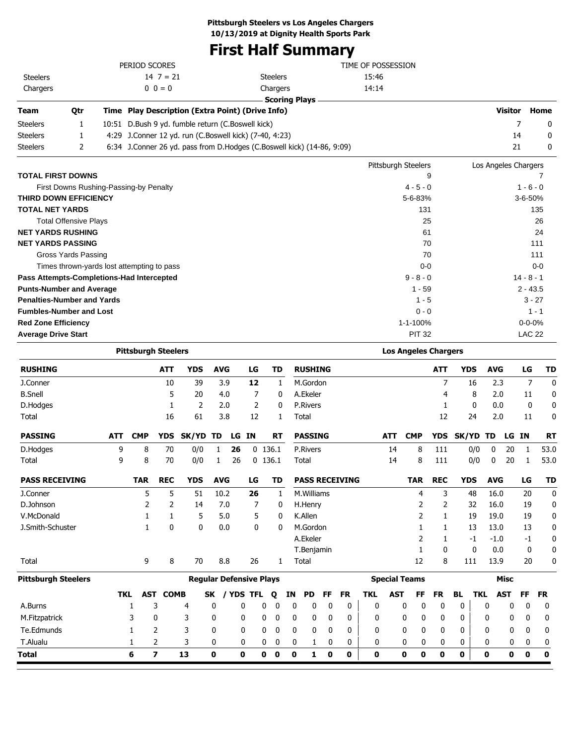**Pittsburgh Steelers vs Los Angeles Chargers**
**10/13/2019 at Dignity Health Sports Park**

# First Half Summary

| PERIOD SCORES | | | TIME OF POSSESSION | |
|---|---|---|---|---|
| Steelers | 14 7 = 21 | | Steelers | 15:46 |
| Chargers | 0 0 = 0 | | Chargers | 14:14 |

**Scoring Plays**

| Team | Qtr | Time | Play Description (Extra Point) (Drive Info) | Visitor | Home |
|---|---|---|---|---|---|
| Steelers | 1 | 10:51 | D.Bush 9 yd. fumble return (C.Boswell kick) | 7 | 0 |
| Steelers | 1 | 4:29 | J.Conner 12 yd. run (C.Boswell kick) (7-40, 4:23) | 14 | 0 |
| Steelers | 2 | 6:34 | J.Conner 26 yd. pass from D.Hodges (C.Boswell kick) (14-86, 9:09) | 21 | 0 |

| | Pittsburgh Steelers | Los Angeles Chargers |
|---|---|---|
| **TOTAL FIRST DOWNS** | 9 | 7 |
| First Downs Rushing-Passing-by Penalty | 4 - 5 - 0 | 1 - 6 - 0 |
| **THIRD DOWN EFFICIENCY** | 5-6-83% | 3-6-50% |
| **TOTAL NET YARDS** | 131 | 135 |
| Total Offensive Plays | 25 | 26 |
| **NET YARDS RUSHING** | 61 | 24 |
| **NET YARDS PASSING** | 70 | 111 |
| Gross Yards Passing | 70 | 111 |
| Times thrown-yards lost attempting to pass | 0-0 | 0-0 |
| **Pass Attempts-Completions-Had Intercepted** | 9 - 8 - 0 | 14 - 8 - 1 |
| **Punts-Number and Average** | 1 - 59 | 2 - 43.5 |
| **Penalties-Number and Yards** | 1 - 5 | 3 - 27 |
| **Fumbles-Number and Lost** | 0 - 0 | 1 - 1 |
| **Red Zone Efficiency** | 1-1-100% | 0-0-0% |
| **Average Drive Start** | PIT 32 | LAC 22 |

## Pittsburgh Steelers

| RUSHING | ATT | YDS | AVG | LG | TD |
|---|---|---|---|---|---|
| J.Conner | 10 | 39 | 3.9 | **12** | 1 |
| B.Snell | 5 | 20 | 4.0 | 7 | 0 |
| D.Hodges | 1 | 2 | 2.0 | 2 | 0 |
| Total | 16 | 61 | 3.8 | 12 | 1 |

| PASSING | ATT | CMP | YDS | SK/YD | TD | LG | IN | RT |
|---|---|---|---|---|---|---|---|---|
| D.Hodges | 9 | 8 | 70 | 0/0 | 1 | **26** | 0 | 136.1 |
| Total | 9 | 8 | 70 | 0/0 | 1 | 26 | 0 | 136.1 |

| PASS RECEIVING | TAR | REC | YDS | AVG | LG | TD |
|---|---|---|---|---|---|---|
| J.Conner | 5 | 5 | 51 | 10.2 | **26** | 1 |
| D.Johnson | 2 | 2 | 14 | 7.0 | 7 | 0 |
| V.McDonald | 1 | 1 | 5 | 5.0 | 5 | 0 |
| J.Smith-Schuster | 1 | 0 | 0 | 0.0 | 0 | 0 |
| Total | 9 | 8 | 70 | 8.8 | 26 | 1 |

## Los Angeles Chargers

| RUSHING | ATT | YDS | AVG | LG | TD |
|---|---|---|---|---|---|
| M.Gordon | 7 | 16 | 2.3 | 7 | 0 |
| A.Ekeler | 4 | 8 | 2.0 | 11 | 0 |
| P.Rivers | 1 | 0 | 0.0 | 0 | 0 |
| Total | 12 | 24 | 2.0 | 11 | 0 |

| PASSING | ATT | CMP | YDS | SK/YD | TD | LG | IN | RT |
|---|---|---|---|---|---|---|---|---|
| P.Rivers | 14 | 8 | 111 | 0/0 | 0 | 20 | 1 | 53.0 |
| Total | 14 | 8 | 111 | 0/0 | 0 | 20 | 1 | 53.0 |

| PASS RECEIVING | TAR | REC | YDS | AVG | LG | TD |
|---|---|---|---|---|---|---|
| M.Williams | 4 | 3 | 48 | 16.0 | 20 | 0 |
| H.Henry | 2 | 2 | 32 | 16.0 | 19 | 0 |
| K.Allen | 2 | 1 | 19 | 19.0 | 19 | 0 |
| M.Gordon | 1 | 1 | 13 | 13.0 | 13 | 0 |
| A.Ekeler | 2 | 1 | -1 | -1.0 | -1 | 0 |
| T.Benjamin | 1 | 0 | 0 | 0.0 | 0 | 0 |
| Total | 12 | 8 | 111 | 13.9 | 20 | 0 |

## Pittsburgh Steelers Defense

| | Regular Defensive Plays | | | | | | | | | | | | Special Teams | | | | | | Misc | | | |
|---|---|---|---|---|---|---|---|---|---|---|---|---|---|---|---|---|---|---|---|---|---|---|
| | TKL | AST | COMB | SK | / YDS | TFL | Q | IN | PD | FF | FR | TKL | AST | FF | FR | BL | TKL | AST | FF | FR |
| A.Burns | 1 | 3 | 4 | 0 | 0 | 0 | 0 | 0 | 0 | 0 | 0 | 0 | 0 | 0 | 0 | 0 | 0 | 0 | 0 | 0 |
| M.Fitzpatrick | 3 | 0 | 3 | 0 | 0 | 0 | 0 | 0 | 0 | 0 | 0 | 0 | 0 | 0 | 0 | 0 | 0 | 0 | 0 | 0 |
| Te.Edmunds | 1 | 2 | 3 | 0 | 0 | 0 | 0 | 0 | 0 | 0 | 0 | 0 | 0 | 0 | 0 | 0 | 0 | 0 | 0 | 0 |
| T.Alualu | 1 | 2 | 3 | 0 | 0 | 0 | 0 | 0 | 1 | 0 | 0 | 0 | 0 | 0 | 0 | 0 | 0 | 0 | 0 | 0 |
| **Total** | **6** | **7** | **13** | **0** | **0** | **0** | **0** | **0** | **1** | **0** | **0** | **0** | **0** | **0** | **0** | **0** | **0** | **0** | **0** | **0** |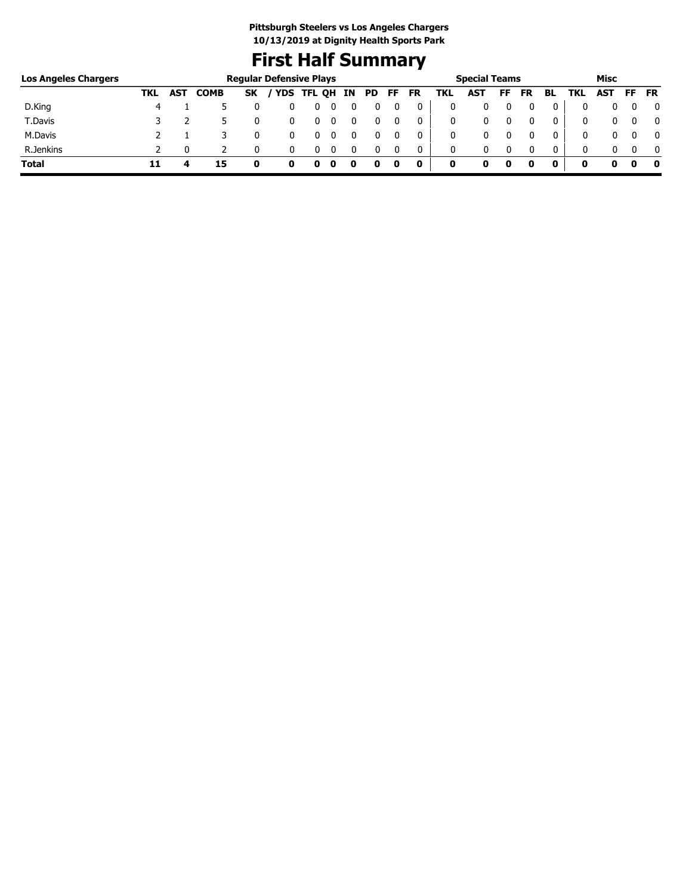**Pittsburgh Steelers vs Los Angeles Chargers**
**10/13/2019 at Dignity Health Sports Park**

# First Half Summary

| Los Angeles Chargers | Regular Defensive Plays | | | | | | | | | | | Special Teams | | | | | Misc | | | |
|---|---|---|---|---|---|---|---|---|---|---|---|---|---|---|---|---|---|---|---|---|
| | TKL | AST | COMB | SK | / YDS | TFL | QH | IN | PD | FF | FR | TKL | AST | FF | FR | BL | TKL | AST | FF | FR |
| D.King | 4 | 1 | 5 | 0 | 0 | 0 | 0 | 0 | 0 | 0 | 0 | 0 | 0 | 0 | 0 | 0 | 0 | 0 | 0 | 0 |
| T.Davis | 3 | 2 | 5 | 0 | 0 | 0 | 0 | 0 | 0 | 0 | 0 | 0 | 0 | 0 | 0 | 0 | 0 | 0 | 0 | 0 |
| M.Davis | 2 | 1 | 3 | 0 | 0 | 0 | 0 | 0 | 0 | 0 | 0 | 0 | 0 | 0 | 0 | 0 | 0 | 0 | 0 | 0 |
| R.Jenkins | 2 | 0 | 2 | 0 | 0 | 0 | 0 | 0 | 0 | 0 | 0 | 0 | 0 | 0 | 0 | 0 | 0 | 0 | 0 | 0 |
| **Total** | **11** | **4** | **15** | **0** | **0** | **0** | **0** | **0** | **0** | **0** | **0** | **0** | **0** | **0** | **0** | **0** | **0** | **0** | **0** | **0** |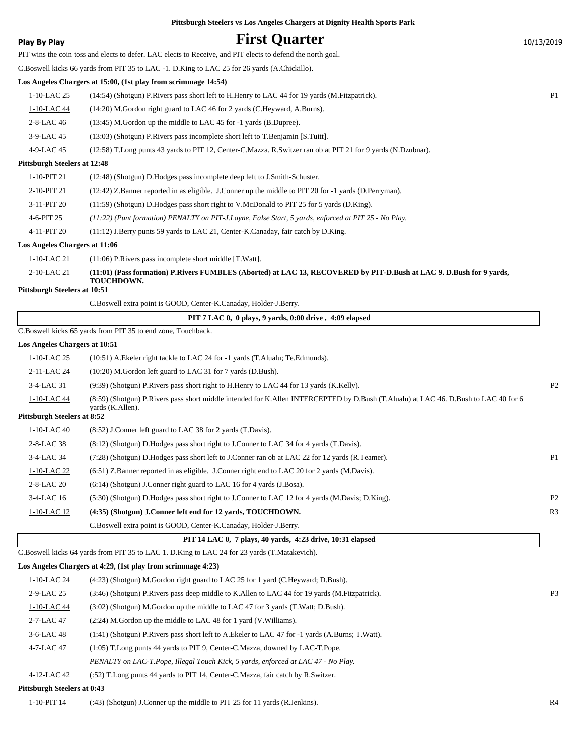**Pittsburgh Steelers vs Los Angeles Chargers at Dignity Health Sports Park**

**Play By Play** | 10/13/2019

# First Quarter

PIT wins the coin toss and elects to defer. LAC elects to Receive, and PIT elects to defend the north goal.

C.Boswell kicks 66 yards from PIT 35 to LAC -1. D.King to LAC 25 for 26 yards (A.Chickillo).

**Los Angeles Chargers at 15:00, (1st play from scrimmage 14:54)**

| | | |
|---|---|---|
| 1-10-LAC 25 | (14:54) (Shotgun) P.Rivers pass short left to H.Henry to LAC 44 for 19 yards (M.Fitzpatrick). | P1 |
| 1-10-LAC 44 | (14:20) M.Gordon right guard to LAC 46 for 2 yards (C.Heyward, A.Burns). | |
| 2-8-LAC 46 | (13:45) M.Gordon up the middle to LAC 45 for -1 yards (B.Dupree). | |
| 3-9-LAC 45 | (13:03) (Shotgun) P.Rivers pass incomplete short left to T.Benjamin [S.Tuitt]. | |
| 4-9-LAC 45 | (12:58) T.Long punts 43 yards to PIT 12, Center-C.Mazza. R.Switzer ran ob at PIT 21 for 9 yards (N.Dzubnar). | |

**Pittsburgh Steelers at 12:48**

| | | |
|---|---|---|
| 1-10-PIT 21 | (12:48) (Shotgun) D.Hodges pass incomplete deep left to J.Smith-Schuster. | |
| 2-10-PIT 21 | (12:42) Z.Banner reported in as eligible. J.Conner up the middle to PIT 20 for -1 yards (D.Perryman). | |
| 3-11-PIT 20 | (11:59) (Shotgun) D.Hodges pass short right to V.McDonald to PIT 25 for 5 yards (D.King). | |
| 4-6-PIT 25 | *(11:22) (Punt formation) PENALTY on PIT-J.Layne, False Start, 5 yards, enforced at PIT 25 - No Play.* | |
| 4-11-PIT 20 | (11:12) J.Berry punts 59 yards to LAC 21, Center-K.Canaday, fair catch by D.King. | |

**Los Angeles Chargers at 11:06**

| | | |
|---|---|---|
| 1-10-LAC 21 | (11:06) P.Rivers pass incomplete short middle [T.Watt]. | |
| 2-10-LAC 21 | **(11:01) (Pass formation) P.Rivers FUMBLES (Aborted) at LAC 13, RECOVERED by PIT-D.Bush at LAC 9. D.Bush for 9 yards, TOUCHDOWN.** | |

**Pittsburgh Steelers at 10:51**

C.Boswell extra point is GOOD, Center-K.Canaday, Holder-J.Berry.

**PIT 7 LAC 0, 0 plays, 9 yards, 0:00 drive , 4:09 elapsed**

C.Boswell kicks 65 yards from PIT 35 to end zone, Touchback.

**Los Angeles Chargers at 10:51**

| | | |
|---|---|---|
| 1-10-LAC 25 | (10:51) A.Ekeler right tackle to LAC 24 for -1 yards (T.Alualu; Te.Edmunds). | |
| 2-11-LAC 24 | (10:20) M.Gordon left guard to LAC 31 for 7 yards (D.Bush). | |
| 3-4-LAC 31 | (9:39) (Shotgun) P.Rivers pass short right to H.Henry to LAC 44 for 13 yards (K.Kelly). | P2 |
| 1-10-LAC 44 | (8:59) (Shotgun) P.Rivers pass short middle intended for K.Allen INTERCEPTED by D.Bush (T.Alualu) at LAC 46. D.Bush to LAC 40 for 6 yards (K.Allen). | |

**Pittsburgh Steelers at 8:52**

| | | |
|---|---|---|
| 1-10-LAC 40 | (8:52) J.Conner left guard to LAC 38 for 2 yards (T.Davis). | |
| 2-8-LAC 38 | (8:12) (Shotgun) D.Hodges pass short right to J.Conner to LAC 34 for 4 yards (T.Davis). | |
| 3-4-LAC 34 | (7:28) (Shotgun) D.Hodges pass short left to J.Conner ran ob at LAC 22 for 12 yards (R.Teamer). | P1 |
| 1-10-LAC 22 | (6:51) Z.Banner reported in as eligible. J.Conner right end to LAC 20 for 2 yards (M.Davis). | |
| 2-8-LAC 20 | (6:14) (Shotgun) J.Conner right guard to LAC 16 for 4 yards (J.Bosa). | |
| 3-4-LAC 16 | (5:30) (Shotgun) D.Hodges pass short right to J.Conner to LAC 12 for 4 yards (M.Davis; D.King). | P2 |
| 1-10-LAC 12 | **(4:35) (Shotgun) J.Conner left end for 12 yards, TOUCHDOWN.** | R3 |
| | C.Boswell extra point is GOOD, Center-K.Canaday, Holder-J.Berry. | |

**PIT 14 LAC 0, 7 plays, 40 yards, 4:23 drive, 10:31 elapsed**

C.Boswell kicks 64 yards from PIT 35 to LAC 1. D.King to LAC 24 for 23 yards (T.Matakevich).

**Los Angeles Chargers at 4:29, (1st play from scrimmage 4:23)**

| | | |
|---|---|---|
| 1-10-LAC 24 | (4:23) (Shotgun) M.Gordon right guard to LAC 25 for 1 yard (C.Heyward; D.Bush). | |
| 2-9-LAC 25 | (3:46) (Shotgun) P.Rivers pass deep middle to K.Allen to LAC 44 for 19 yards (M.Fitzpatrick). | P3 |
| 1-10-LAC 44 | (3:02) (Shotgun) M.Gordon up the middle to LAC 47 for 3 yards (T.Watt; D.Bush). | |
| 2-7-LAC 47 | (2:24) M.Gordon up the middle to LAC 48 for 1 yard (V.Williams). | |
| 3-6-LAC 48 | (1:41) (Shotgun) P.Rivers pass short left to A.Ekeler to LAC 47 for -1 yards (A.Burns; T.Watt). | |
| 4-7-LAC 47 | (1:05) T.Long punts 44 yards to PIT 9, Center-C.Mazza, downed by LAC-T.Pope. | |
| | *PENALTY on LAC-T.Pope, Illegal Touch Kick, 5 yards, enforced at LAC 47 - No Play.* | |
| 4-12-LAC 42 | (:52) T.Long punts 44 yards to PIT 14, Center-C.Mazza, fair catch by R.Switzer. | |

**Pittsburgh Steelers at 0:43**

| | | |
|---|---|---|
| 1-10-PIT 14 | (:43) (Shotgun) J.Conner up the middle to PIT 25 for 11 yards (R.Jenkins). | R4 |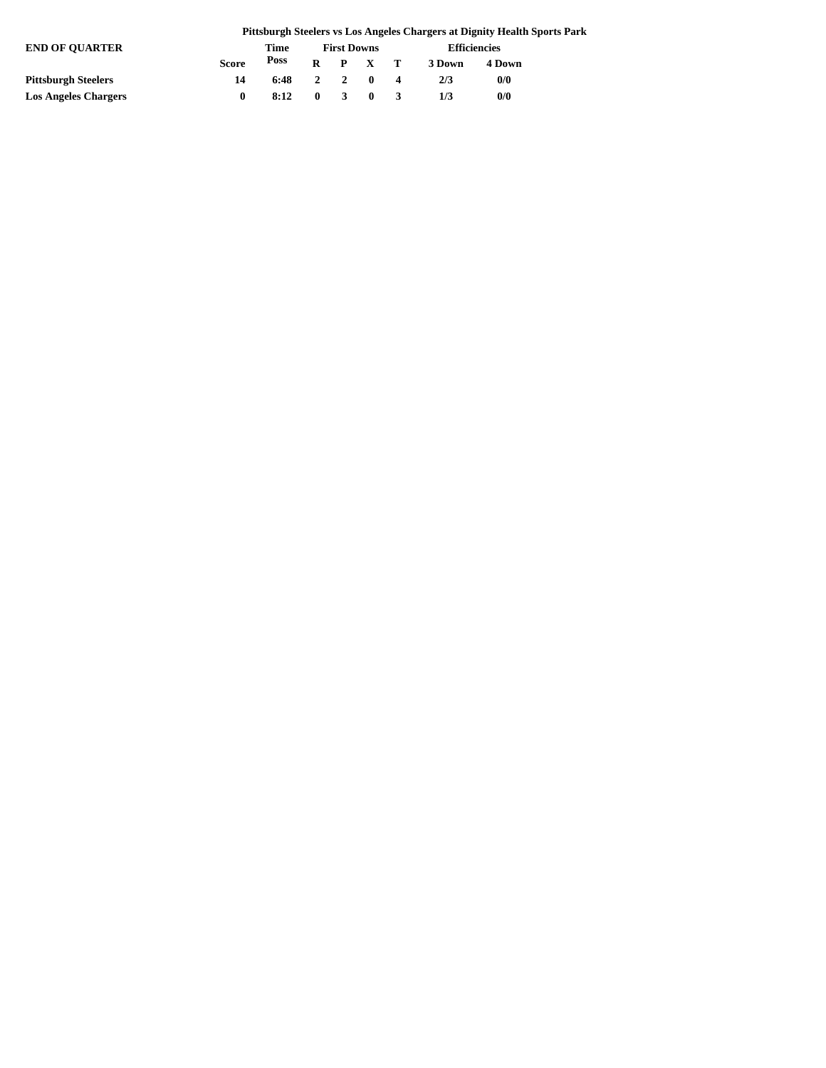**Pittsburgh Steelers vs Los Angeles Chargers at Dignity Health Sports Park**

| END OF QUARTER | | Time | First Downs | | | | Efficiencies | |
|---|---|---|---|---|---|---|---|---|
| | Score | Poss | R | P | X | T | 3 Down | 4 Down |
| **Pittsburgh Steelers** | 14 | 6:48 | 2 | 2 | 0 | 4 | 2/3 | 0/0 |
| **Los Angeles Chargers** | 0 | 8:12 | 0 | 3 | 0 | 3 | 1/3 | 0/0 |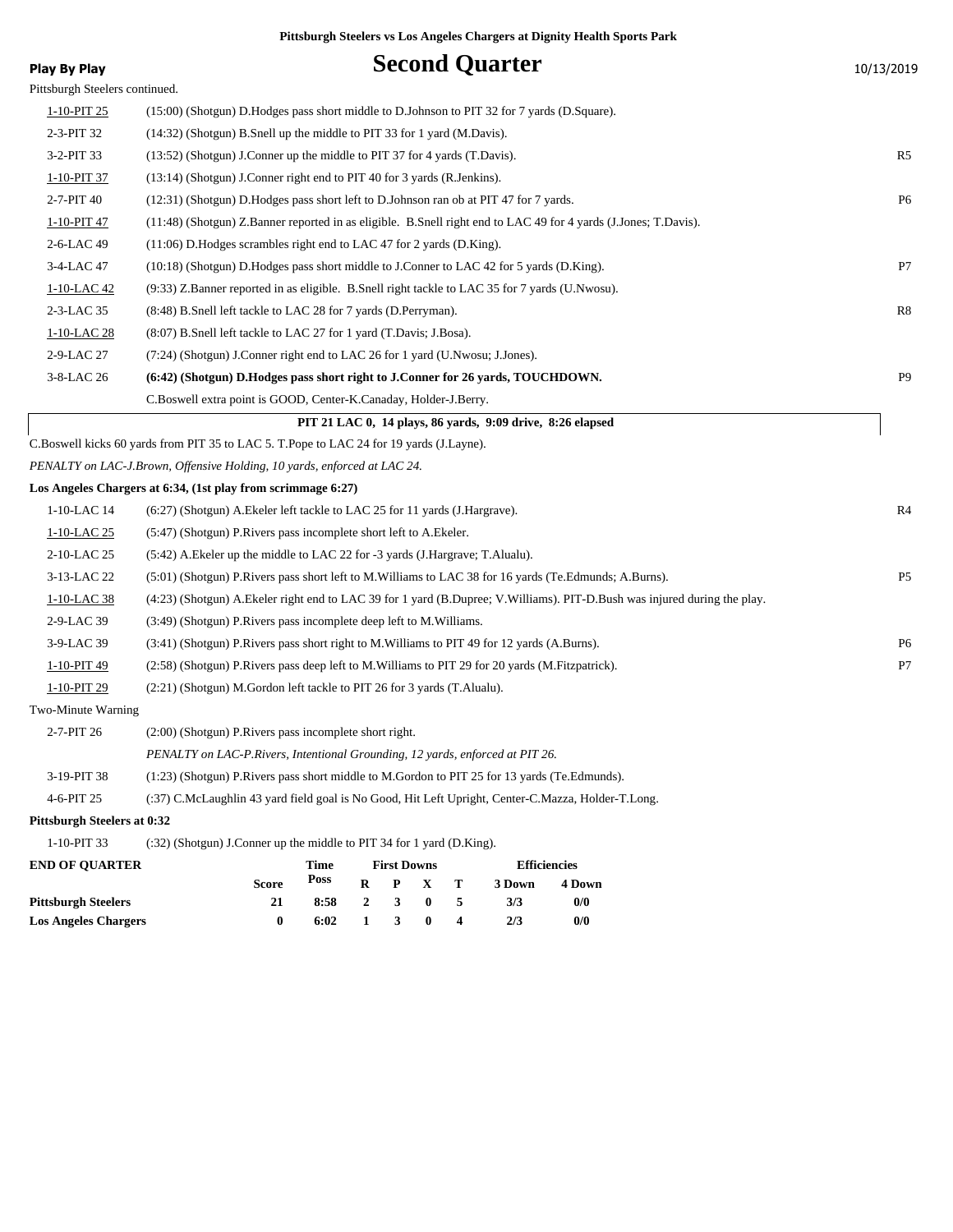**Pittsburgh Steelers vs Los Angeles Chargers at Dignity Health Sports Park**

**Play By Play**

# Second Quarter

10/13/2019

Pittsburgh Steelers continued.

| Down | Play | |
|---|---|---|
| 1-10-PIT 25 | (15:00) (Shotgun) D.Hodges pass short middle to D.Johnson to PIT 32 for 7 yards (D.Square). | |
| 2-3-PIT 32 | (14:32) (Shotgun) B.Snell up the middle to PIT 33 for 1 yard (M.Davis). | |
| 3-2-PIT 33 | (13:52) (Shotgun) J.Conner up the middle to PIT 37 for 4 yards (T.Davis). | R5 |
| 1-10-PIT 37 | (13:14) (Shotgun) J.Conner right end to PIT 40 for 3 yards (R.Jenkins). | |
| 2-7-PIT 40 | (12:31) (Shotgun) D.Hodges pass short left to D.Johnson ran ob at PIT 47 for 7 yards. | P6 |
| 1-10-PIT 47 | (11:48) (Shotgun) Z.Banner reported in as eligible. B.Snell right end to LAC 49 for 4 yards (J.Jones; T.Davis). | |
| 2-6-LAC 49 | (11:06) D.Hodges scrambles right end to LAC 47 for 2 yards (D.King). | |
| 3-4-LAC 47 | (10:18) (Shotgun) D.Hodges pass short middle to J.Conner to LAC 42 for 5 yards (D.King). | P7 |
| 1-10-LAC 42 | (9:33) Z.Banner reported in as eligible. B.Snell right tackle to LAC 35 for 7 yards (U.Nwosu). | |
| 2-3-LAC 35 | (8:48) B.Snell left tackle to LAC 28 for 7 yards (D.Perryman). | R8 |
| 1-10-LAC 28 | (8:07) B.Snell left tackle to LAC 27 for 1 yard (T.Davis; J.Bosa). | |
| 2-9-LAC 27 | (7:24) (Shotgun) J.Conner right end to LAC 26 for 1 yard (U.Nwosu; J.Jones). | |
| 3-8-LAC 26 | **(6:42) (Shotgun) D.Hodges pass short right to J.Conner for 26 yards, TOUCHDOWN.** | P9 |
| | C.Boswell extra point is GOOD, Center-K.Canaday, Holder-J.Berry. | |

**PIT 21 LAC 0, 14 plays, 86 yards, 9:09 drive, 8:26 elapsed**

C.Boswell kicks 60 yards from PIT 35 to LAC 5. T.Pope to LAC 24 for 19 yards (J.Layne).

*PENALTY on LAC-J.Brown, Offensive Holding, 10 yards, enforced at LAC 24.*

**Los Angeles Chargers at 6:34, (1st play from scrimmage 6:27)**

| Down | Play | |
|---|---|---|
| 1-10-LAC 14 | (6:27) (Shotgun) A.Ekeler left tackle to LAC 25 for 11 yards (J.Hargrave). | R4 |
| 1-10-LAC 25 | (5:47) (Shotgun) P.Rivers pass incomplete short left to A.Ekeler. | |
| 2-10-LAC 25 | (5:42) A.Ekeler up the middle to LAC 22 for -3 yards (J.Hargrave; T.Alualu). | |
| 3-13-LAC 22 | (5:01) (Shotgun) P.Rivers pass short left to M.Williams to LAC 38 for 16 yards (Te.Edmunds; A.Burns). | P5 |
| 1-10-LAC 38 | (4:23) (Shotgun) A.Ekeler right end to LAC 39 for 1 yard (B.Dupree; V.Williams). PIT-D.Bush was injured during the play. | |
| 2-9-LAC 39 | (3:49) (Shotgun) P.Rivers pass incomplete deep left to M.Williams. | |
| 3-9-LAC 39 | (3:41) (Shotgun) P.Rivers pass short right to M.Williams to PIT 49 for 12 yards (A.Burns). | P6 |
| 1-10-PIT 49 | (2:58) (Shotgun) P.Rivers pass deep left to M.Williams to PIT 29 for 20 yards (M.Fitzpatrick). | P7 |
| 1-10-PIT 29 | (2:21) (Shotgun) M.Gordon left tackle to PIT 26 for 3 yards (T.Alualu). | |

Two-Minute Warning

| Down | Play | |
|---|---|---|
| 2-7-PIT 26 | (2:00) (Shotgun) P.Rivers pass incomplete short right. | |
| | *PENALTY on LAC-P.Rivers, Intentional Grounding, 12 yards, enforced at PIT 26.* | |
| 3-19-PIT 38 | (1:23) (Shotgun) P.Rivers pass short middle to M.Gordon to PIT 25 for 13 yards (Te.Edmunds). | |
| 4-6-PIT 25 | (:37) C.McLaughlin 43 yard field goal is No Good, Hit Left Upright, Center-C.Mazza, Holder-T.Long. | |

**Pittsburgh Steelers at 0:32**

| Down | Play |
|---|---|
| 1-10-PIT 33 | (:32) (Shotgun) J.Conner up the middle to PIT 34 for 1 yard (D.King). |

| END OF QUARTER | Score | Time Poss | First Downs R | P | X | T | Efficiencies 3 Down | 4 Down |
|---|---|---|---|---|---|---|---|---|
| Pittsburgh Steelers | 21 | 8:58 | 2 | 3 | 0 | 5 | 3/3 | 0/0 |
| Los Angeles Chargers | 0 | 6:02 | 1 | 3 | 0 | 4 | 2/3 | 0/0 |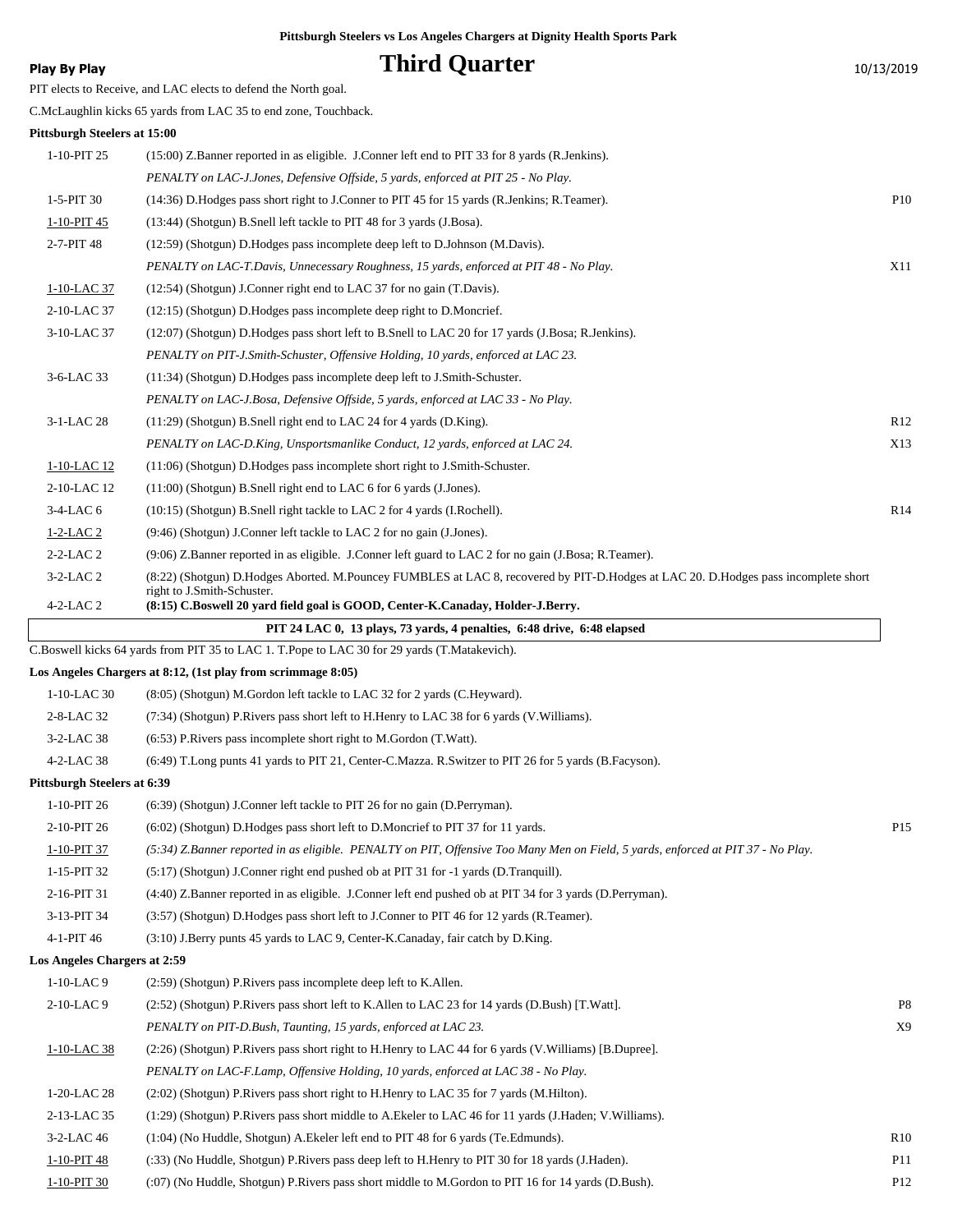Pittsburgh Steelers vs Los Angeles Chargers at Dignity Health Sports Park

**Play By Play**

# Third Quarter

10/13/2019

PIT elects to Receive, and LAC elects to defend the North goal.

C.McLaughlin kicks 65 yards from LAC 35 to end zone, Touchback.

**Pittsburgh Steelers at 15:00**

| | | |
|---|---|---|
| 1-10-PIT 25 | (15:00) Z.Banner reported in as eligible. J.Conner left end to PIT 33 for 8 yards (R.Jenkins). | |
| | *PENALTY on LAC-J.Jones, Defensive Offside, 5 yards, enforced at PIT 25 - No Play.* | |
| 1-5-PIT 30 | (14:36) D.Hodges pass short right to J.Conner to PIT 45 for 15 yards (R.Jenkins; R.Teamer). | P10 |
| 1-10-PIT 45 | (13:44) (Shotgun) B.Snell left tackle to PIT 48 for 3 yards (J.Bosa). | |
| 2-7-PIT 48 | (12:59) (Shotgun) D.Hodges pass incomplete deep left to D.Johnson (M.Davis). | |
| | *PENALTY on LAC-T.Davis, Unnecessary Roughness, 15 yards, enforced at PIT 48 - No Play.* | X11 |
| 1-10-LAC 37 | (12:54) (Shotgun) J.Conner right end to LAC 37 for no gain (T.Davis). | |
| 2-10-LAC 37 | (12:15) (Shotgun) D.Hodges pass incomplete deep right to D.Moncrief. | |
| 3-10-LAC 37 | (12:07) (Shotgun) D.Hodges pass short left to B.Snell to LAC 20 for 17 yards (J.Bosa; R.Jenkins). | |
| | *PENALTY on PIT-J.Smith-Schuster, Offensive Holding, 10 yards, enforced at LAC 23.* | |
| 3-6-LAC 33 | (11:34) (Shotgun) D.Hodges pass incomplete deep left to J.Smith-Schuster. | |
| | *PENALTY on LAC-J.Bosa, Defensive Offside, 5 yards, enforced at LAC 33 - No Play.* | |
| 3-1-LAC 28 | (11:29) (Shotgun) B.Snell right end to LAC 24 for 4 yards (D.King). | R12 |
| | *PENALTY on LAC-D.King, Unsportsmanlike Conduct, 12 yards, enforced at LAC 24.* | X13 |
| 1-10-LAC 12 | (11:06) (Shotgun) D.Hodges pass incomplete short right to J.Smith-Schuster. | |
| 2-10-LAC 12 | (11:00) (Shotgun) B.Snell right end to LAC 6 for 6 yards (J.Jones). | |
| 3-4-LAC 6 | (10:15) (Shotgun) B.Snell right tackle to LAC 2 for 4 yards (I.Rochell). | R14 |
| 1-2-LAC 2 | (9:46) (Shotgun) J.Conner left tackle to LAC 2 for no gain (J.Jones). | |
| 2-2-LAC 2 | (9:06) Z.Banner reported in as eligible. J.Conner left guard to LAC 2 for no gain (J.Bosa; R.Teamer). | |
| 3-2-LAC 2 | (8:22) (Shotgun) D.Hodges Aborted. M.Pouncey FUMBLES at LAC 8, recovered by PIT-D.Hodges at LAC 20. D.Hodges pass incomplete short right to J.Smith-Schuster. | |
| 4-2-LAC 2 | **(8:15) C.Boswell 20 yard field goal is GOOD, Center-K.Canaday, Holder-J.Berry.** | |

**PIT 24 LAC 0, 13 plays, 73 yards, 4 penalties, 6:48 drive, 6:48 elapsed**

C.Boswell kicks 64 yards from PIT 35 to LAC 1. T.Pope to LAC 30 for 29 yards (T.Matakevich).

**Los Angeles Chargers at 8:12, (1st play from scrimmage 8:05)**

| | | |
|---|---|---|
| 1-10-LAC 30 | (8:05) (Shotgun) M.Gordon left tackle to LAC 32 for 2 yards (C.Heyward). | |
| 2-8-LAC 32 | (7:34) (Shotgun) P.Rivers pass short left to H.Henry to LAC 38 for 6 yards (V.Williams). | |
| 3-2-LAC 38 | (6:53) P.Rivers pass incomplete short right to M.Gordon (T.Watt). | |
| 4-2-LAC 38 | (6:49) T.Long punts 41 yards to PIT 21, Center-C.Mazza. R.Switzer to PIT 26 for 5 yards (B.Facyson). | |

**Pittsburgh Steelers at 6:39**

| | | |
|---|---|---|
| 1-10-PIT 26 | (6:39) (Shotgun) J.Conner left tackle to PIT 26 for no gain (D.Perryman). | |
| 2-10-PIT 26 | (6:02) (Shotgun) D.Hodges pass short left to D.Moncrief to PIT 37 for 11 yards. | P15 |
| 1-10-PIT 37 | *(5:34) Z.Banner reported in as eligible. PENALTY on PIT, Offensive Too Many Men on Field, 5 yards, enforced at PIT 37 - No Play.* | |
| 1-15-PIT 32 | (5:17) (Shotgun) J.Conner right end pushed ob at PIT 31 for -1 yards (D.Tranquill). | |
| 2-16-PIT 31 | (4:40) Z.Banner reported in as eligible. J.Conner left end pushed ob at PIT 34 for 3 yards (D.Perryman). | |
| 3-13-PIT 34 | (3:57) (Shotgun) D.Hodges pass short left to J.Conner to PIT 46 for 12 yards (R.Teamer). | |
| 4-1-PIT 46 | (3:10) J.Berry punts 45 yards to LAC 9, Center-K.Canaday, fair catch by D.King. | |

**Los Angeles Chargers at 2:59**

| | | |
|---|---|---|
| 1-10-LAC 9 | (2:59) (Shotgun) P.Rivers pass incomplete deep left to K.Allen. | |
| 2-10-LAC 9 | (2:52) (Shotgun) P.Rivers pass short left to K.Allen to LAC 23 for 14 yards (D.Bush) [T.Watt]. | P8 |
| | *PENALTY on PIT-D.Bush, Taunting, 15 yards, enforced at LAC 23.* | X9 |
| 1-10-LAC 38 | (2:26) (Shotgun) P.Rivers pass short right to H.Henry to LAC 44 for 6 yards (V.Williams) [B.Dupree]. | |
| | *PENALTY on LAC-F.Lamp, Offensive Holding, 10 yards, enforced at LAC 38 - No Play.* | |
| 1-20-LAC 28 | (2:02) (Shotgun) P.Rivers pass short right to H.Henry to LAC 35 for 7 yards (M.Hilton). | |
| 2-13-LAC 35 | (1:29) (Shotgun) P.Rivers pass short middle to A.Ekeler to LAC 46 for 11 yards (J.Haden; V.Williams). | |
| 3-2-LAC 46 | (1:04) (No Huddle, Shotgun) A.Ekeler left end to PIT 48 for 6 yards (Te.Edmunds). | R10 |
| 1-10-PIT 48 | (:33) (No Huddle, Shotgun) P.Rivers pass deep left to H.Henry to PIT 30 for 18 yards (J.Haden). | P11 |
| 1-10-PIT 30 | (:07) (No Huddle, Shotgun) P.Rivers pass short middle to M.Gordon to PIT 16 for 14 yards (D.Bush). | P12 |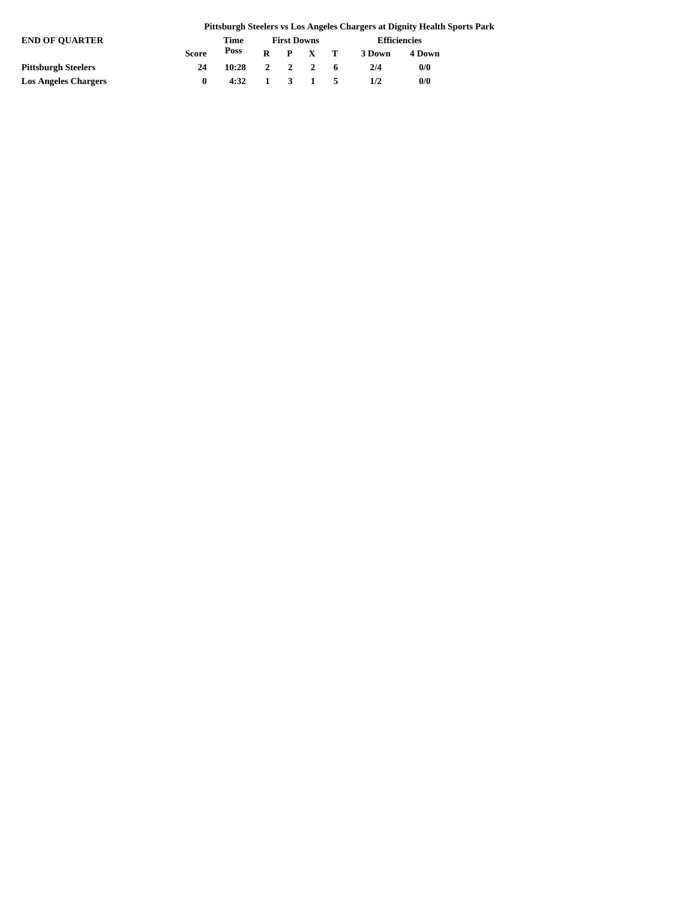**Pittsburgh Steelers vs Los Angeles Chargers at Dignity Health Sports Park**

| END OF QUARTER | | Time | First Downs | | | | Efficiencies | |
|---|---|---|---|---|---|---|---|---|
| | Score | Poss | R | P | X | T | 3 Down | 4 Down |
| **Pittsburgh Steelers** | 24 | 10:28 | 2 | 2 | 2 | 6 | 2/4 | 0/0 |
| **Los Angeles Chargers** | 0 | 4:32 | 1 | 3 | 1 | 5 | 1/2 | 0/0 |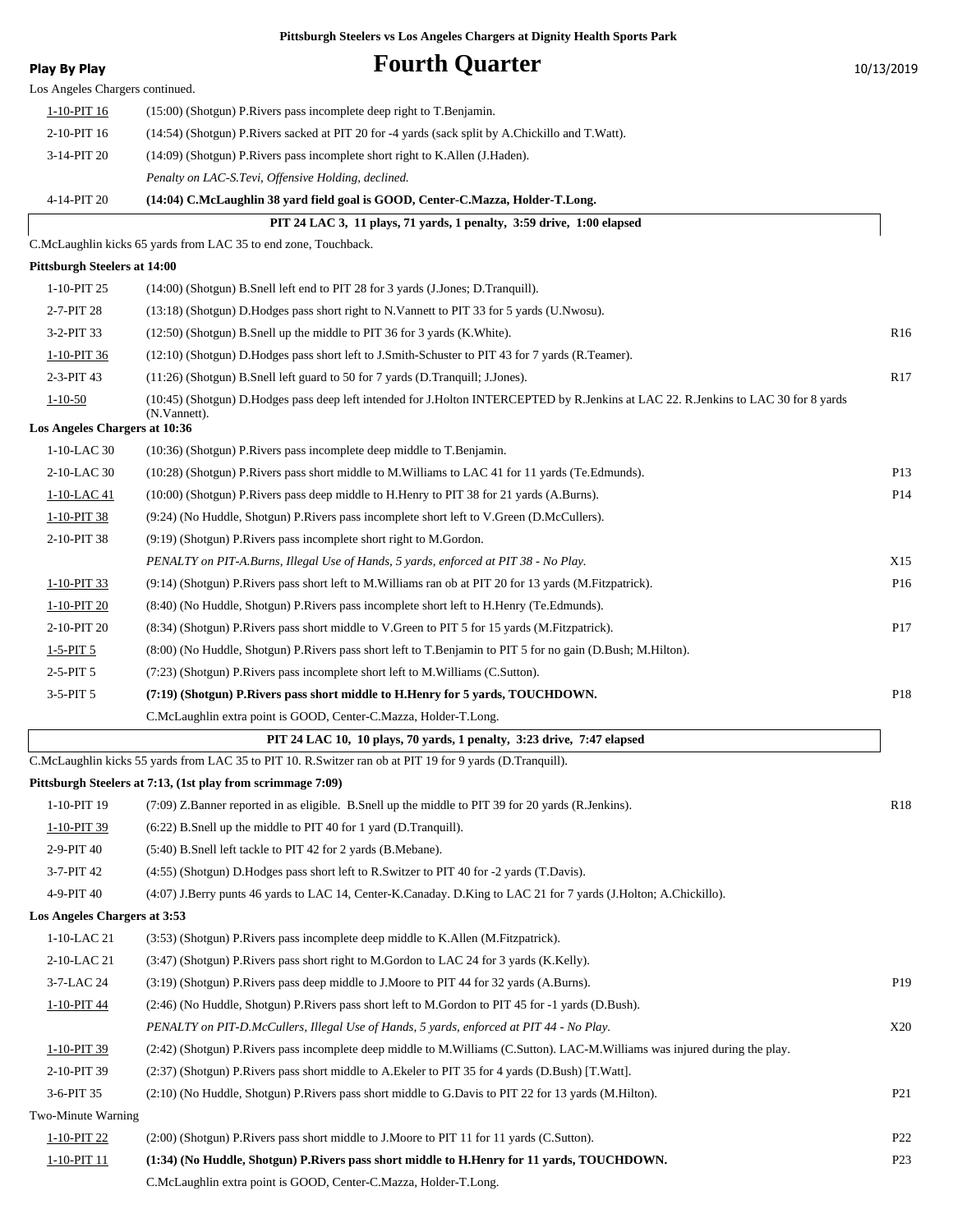**Pittsburgh Steelers vs Los Angeles Chargers at Dignity Health Sports Park**

**Play By Play**

# Fourth Quarter

10/13/2019

Los Angeles Chargers continued.

| Down | Play | |
|---|---|---|
| 1-10-PIT 16 | (15:00) (Shotgun) P.Rivers pass incomplete deep right to T.Benjamin. | |
| 2-10-PIT 16 | (14:54) (Shotgun) P.Rivers sacked at PIT 20 for -4 yards (sack split by A.Chickillo and T.Watt). | |
| 3-14-PIT 20 | (14:09) (Shotgun) P.Rivers pass incomplete short right to K.Allen (J.Haden). | |
| | *Penalty on LAC-S.Tevi, Offensive Holding, declined.* | |
| 4-14-PIT 20 | **(14:04) C.McLaughlin 38 yard field goal is GOOD, Center-C.Mazza, Holder-T.Long.** | |

**PIT 24 LAC 3, 11 plays, 71 yards, 1 penalty, 3:59 drive, 1:00 elapsed**

C.McLaughlin kicks 65 yards from LAC 35 to end zone, Touchback.

**Pittsburgh Steelers at 14:00**

| Down | Play | |
|---|---|---|
| 1-10-PIT 25 | (14:00) (Shotgun) B.Snell left end to PIT 28 for 3 yards (J.Jones; D.Tranquill). | |
| 2-7-PIT 28 | (13:18) (Shotgun) D.Hodges pass short right to N.Vannett to PIT 33 for 5 yards (U.Nwosu). | |
| 3-2-PIT 33 | (12:50) (Shotgun) B.Snell up the middle to PIT 36 for 3 yards (K.White). | R16 |
| 1-10-PIT 36 | (12:10) (Shotgun) D.Hodges pass short left to J.Smith-Schuster to PIT 43 for 7 yards (R.Teamer). | |
| 2-3-PIT 43 | (11:26) (Shotgun) B.Snell left guard to 50 for 7 yards (D.Tranquill; J.Jones). | R17 |
| 1-10-50 | (10:45) (Shotgun) D.Hodges pass deep left intended for J.Holton INTERCEPTED by R.Jenkins at LAC 22. R.Jenkins to LAC 30 for 8 yards (N.Vannett). | |

**Los Angeles Chargers at 10:36**

| Down | Play | |
|---|---|---|
| 1-10-LAC 30 | (10:36) (Shotgun) P.Rivers pass incomplete deep middle to T.Benjamin. | |
| 2-10-LAC 30 | (10:28) (Shotgun) P.Rivers pass short middle to M.Williams to LAC 41 for 11 yards (Te.Edmunds). | P13 |
| 1-10-LAC 41 | (10:00) (Shotgun) P.Rivers pass deep middle to H.Henry to PIT 38 for 21 yards (A.Burns). | P14 |
| 1-10-PIT 38 | (9:24) (No Huddle, Shotgun) P.Rivers pass incomplete short left to V.Green (D.McCullers). | |
| 2-10-PIT 38 | (9:19) (Shotgun) P.Rivers pass incomplete short right to M.Gordon. | |
| | *PENALTY on PIT-A.Burns, Illegal Use of Hands, 5 yards, enforced at PIT 38 - No Play.* | X15 |
| 1-10-PIT 33 | (9:14) (Shotgun) P.Rivers pass short left to M.Williams ran ob at PIT 20 for 13 yards (M.Fitzpatrick). | P16 |
| 1-10-PIT 20 | (8:40) (No Huddle, Shotgun) P.Rivers pass incomplete short left to H.Henry (Te.Edmunds). | |
| 2-10-PIT 20 | (8:34) (Shotgun) P.Rivers pass short middle to V.Green to PIT 5 for 15 yards (M.Fitzpatrick). | P17 |
| 1-5-PIT 5 | (8:00) (No Huddle, Shotgun) P.Rivers pass short left to T.Benjamin to PIT 5 for no gain (D.Bush; M.Hilton). | |
| 2-5-PIT 5 | (7:23) (Shotgun) P.Rivers pass incomplete short left to M.Williams (C.Sutton). | |
| 3-5-PIT 5 | **(7:19) (Shotgun) P.Rivers pass short middle to H.Henry for 5 yards, TOUCHDOWN.** | P18 |
| | C.McLaughlin extra point is GOOD, Center-C.Mazza, Holder-T.Long. | |

**PIT 24 LAC 10, 10 plays, 70 yards, 1 penalty, 3:23 drive, 7:47 elapsed**

C.McLaughlin kicks 55 yards from LAC 35 to PIT 10. R.Switzer ran ob at PIT 19 for 9 yards (D.Tranquill).

**Pittsburgh Steelers at 7:13, (1st play from scrimmage 7:09)**

| Down | Play | |
|---|---|---|
| 1-10-PIT 19 | (7:09) Z.Banner reported in as eligible. B.Snell up the middle to PIT 39 for 20 yards (R.Jenkins). | R18 |
| 1-10-PIT 39 | (6:22) B.Snell up the middle to PIT 40 for 1 yard (D.Tranquill). | |
| 2-9-PIT 40 | (5:40) B.Snell left tackle to PIT 42 for 2 yards (B.Mebane). | |
| 3-7-PIT 42 | (4:55) (Shotgun) D.Hodges pass short left to R.Switzer to PIT 40 for -2 yards (T.Davis). | |
| 4-9-PIT 40 | (4:07) J.Berry punts 46 yards to LAC 14, Center-K.Canaday. D.King to LAC 21 for 7 yards (J.Holton; A.Chickillo). | |

**Los Angeles Chargers at 3:53**

| Down | Play | |
|---|---|---|
| 1-10-LAC 21 | (3:53) (Shotgun) P.Rivers pass incomplete deep middle to K.Allen (M.Fitzpatrick). | |
| 2-10-LAC 21 | (3:47) (Shotgun) P.Rivers pass short right to M.Gordon to LAC 24 for 3 yards (K.Kelly). | |
| 3-7-LAC 24 | (3:19) (Shotgun) P.Rivers pass deep middle to J.Moore to PIT 44 for 32 yards (A.Burns). | P19 |
| 1-10-PIT 44 | (2:46) (No Huddle, Shotgun) P.Rivers pass short left to M.Gordon to PIT 45 for -1 yards (D.Bush). | |
| | *PENALTY on PIT-D.McCullers, Illegal Use of Hands, 5 yards, enforced at PIT 44 - No Play.* | X20 |
| 1-10-PIT 39 | (2:42) (Shotgun) P.Rivers pass incomplete deep middle to M.Williams (C.Sutton). LAC-M.Williams was injured during the play. | |
| 2-10-PIT 39 | (2:37) (Shotgun) P.Rivers pass short middle to A.Ekeler to PIT 35 for 4 yards (D.Bush) [T.Watt]. | |
| 3-6-PIT 35 | (2:10) (No Huddle, Shotgun) P.Rivers pass short middle to G.Davis to PIT 22 for 13 yards (M.Hilton). | P21 |
| Two-Minute Warning | | |
| 1-10-PIT 22 | (2:00) (Shotgun) P.Rivers pass short middle to J.Moore to PIT 11 for 11 yards (C.Sutton). | P22 |
| 1-10-PIT 11 | **(1:34) (No Huddle, Shotgun) P.Rivers pass short middle to H.Henry for 11 yards, TOUCHDOWN.** | P23 |
| | C.McLaughlin extra point is GOOD, Center-C.Mazza, Holder-T.Long. | |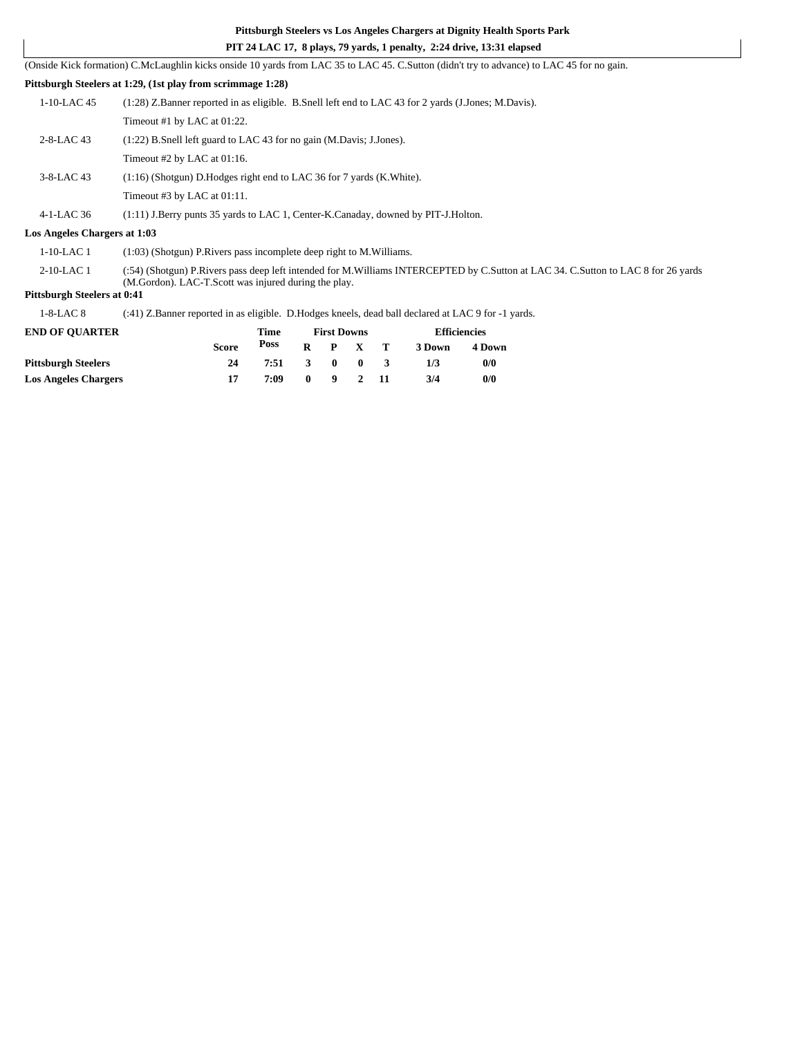**Pittsburgh Steelers vs Los Angeles Chargers at Dignity Health Sports Park**

**PIT 24 LAC 17, 8 plays, 79 yards, 1 penalty, 2:24 drive, 13:31 elapsed**

(Onside Kick formation) C.McLaughlin kicks onside 10 yards from LAC 35 to LAC 45. C.Sutton (didn't try to advance) to LAC 45 for no gain.

**Pittsburgh Steelers at 1:29, (1st play from scrimmage 1:28)**

| | |
|---|---|
| 1-10-LAC 45 | (1:28) Z.Banner reported in as eligible. B.Snell left end to LAC 43 for 2 yards (J.Jones; M.Davis). |
| | Timeout #1 by LAC at 01:22. |
| 2-8-LAC 43 | (1:22) B.Snell left guard to LAC 43 for no gain (M.Davis; J.Jones). |
| | Timeout #2 by LAC at 01:16. |
| 3-8-LAC 43 | (1:16) (Shotgun) D.Hodges right end to LAC 36 for 7 yards (K.White). |
| | Timeout #3 by LAC at 01:11. |
| 4-1-LAC 36 | (1:11) J.Berry punts 35 yards to LAC 1, Center-K.Canaday, downed by PIT-J.Holton. |

**Los Angeles Chargers at 1:03**

| | |
|---|---|
| 1-10-LAC 1 | (1:03) (Shotgun) P.Rivers pass incomplete deep right to M.Williams. |
| 2-10-LAC 1 | (:54) (Shotgun) P.Rivers pass deep left intended for M.Williams INTERCEPTED by C.Sutton at LAC 34. C.Sutton to LAC 8 for 26 yards (M.Gordon). LAC-T.Scott was injured during the play. |

**Pittsburgh Steelers at 0:41**

| | |
|---|---|
| 1-8-LAC 8 | (:41) Z.Banner reported in as eligible. D.Hodges kneels, dead ball declared at LAC 9 for -1 yards. |

| END OF QUARTER | Score | Time Poss | First Downs R | P | X | T | Efficiencies 3 Down | 4 Down |
|---|---|---|---|---|---|---|---|---|
| **Pittsburgh Steelers** | 24 | 7:51 | 3 | 0 | 0 | 3 | 1/3 | 0/0 |
| **Los Angeles Chargers** | 17 | 7:09 | 0 | 9 | 2 | 11 | 3/4 | 0/0 |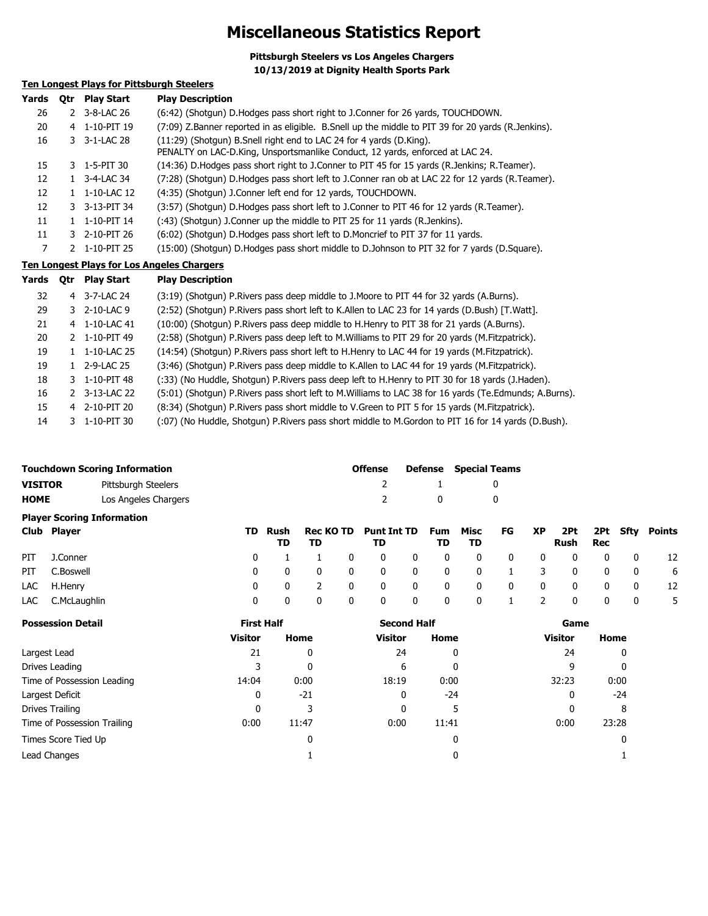# Miscellaneous Statistics Report

**Pittsburgh Steelers vs Los Angeles Chargers**
**10/13/2019 at Dignity Health Sports Park**

## Ten Longest Plays for Pittsburgh Steelers

| Yards | Qtr | Play Start | Play Description |
|---|---|---|---|
| 26 | 2 | 3-8-LAC 26 | (6:42) (Shotgun) D.Hodges pass short right to J.Conner for 26 yards, TOUCHDOWN. |
| 20 | 4 | 1-10-PIT 19 | (7:09) Z.Banner reported in as eligible. B.Snell up the middle to PIT 39 for 20 yards (R.Jenkins). |
| 16 | 3 | 3-1-LAC 28 | (11:29) (Shotgun) B.Snell right end to LAC 24 for 4 yards (D.King). PENALTY on LAC-D.King, Unsportsmanlike Conduct, 12 yards, enforced at LAC 24. |
| 15 | 3 | 1-5-PIT 30 | (14:36) D.Hodges pass short right to J.Conner to PIT 45 for 15 yards (R.Jenkins; R.Teamer). |
| 12 | 1 | 3-4-LAC 34 | (7:28) (Shotgun) D.Hodges pass short left to J.Conner ran ob at LAC 22 for 12 yards (R.Teamer). |
| 12 | 1 | 1-10-LAC 12 | (4:35) (Shotgun) J.Conner left end for 12 yards, TOUCHDOWN. |
| 12 | 3 | 3-13-PIT 34 | (3:57) (Shotgun) D.Hodges pass short left to J.Conner to PIT 46 for 12 yards (R.Teamer). |
| 11 | 1 | 1-10-PIT 14 | (:43) (Shotgun) J.Conner up the middle to PIT 25 for 11 yards (R.Jenkins). |
| 11 | 3 | 2-10-PIT 26 | (6:02) (Shotgun) D.Hodges pass short left to D.Moncrief to PIT 37 for 11 yards. |
| 7 | 2 | 1-10-PIT 25 | (15:00) (Shotgun) D.Hodges pass short middle to D.Johnson to PIT 32 for 7 yards (D.Square). |

## Ten Longest Plays for Los Angeles Chargers

| Yards | Qtr | Play Start | Play Description |
|---|---|---|---|
| 32 | 4 | 3-7-LAC 24 | (3:19) (Shotgun) P.Rivers pass deep middle to J.Moore to PIT 44 for 32 yards (A.Burns). |
| 29 | 3 | 2-10-LAC 9 | (2:52) (Shotgun) P.Rivers pass short left to K.Allen to LAC 23 for 14 yards (D.Bush) [T.Watt]. |
| 21 | 4 | 1-10-LAC 41 | (10:00) (Shotgun) P.Rivers pass deep middle to H.Henry to PIT 38 for 21 yards (A.Burns). |
| 20 | 2 | 1-10-PIT 49 | (2:58) (Shotgun) P.Rivers pass deep left to M.Williams to PIT 29 for 20 yards (M.Fitzpatrick). |
| 19 | 1 | 1-10-LAC 25 | (14:54) (Shotgun) P.Rivers pass short left to H.Henry to LAC 44 for 19 yards (M.Fitzpatrick). |
| 19 | 1 | 2-9-LAC 25 | (3:46) (Shotgun) P.Rivers pass deep middle to K.Allen to LAC 44 for 19 yards (M.Fitzpatrick). |
| 18 | 3 | 1-10-PIT 48 | (:33) (No Huddle, Shotgun) P.Rivers pass deep left to H.Henry to PIT 30 for 18 yards (J.Haden). |
| 16 | 2 | 3-13-LAC 22 | (5:01) (Shotgun) P.Rivers pass short left to M.Williams to LAC 38 for 16 yards (Te.Edmunds; A.Burns). |
| 15 | 4 | 2-10-PIT 20 | (8:34) (Shotgun) P.Rivers pass short middle to V.Green to PIT 5 for 15 yards (M.Fitzpatrick). |
| 14 | 3 | 1-10-PIT 30 | (:07) (No Huddle, Shotgun) P.Rivers pass short middle to M.Gordon to PIT 16 for 14 yards (D.Bush). |

## Touchdown Scoring Information

| | | Offense | Defense | Special Teams |
|---|---|---|---|---|
| **VISITOR** | Pittsburgh Steelers | 2 | 1 | 0 |
| **HOME** | Los Angeles Chargers | 2 | 0 | 0 |

## Player Scoring Information

| Club | Player | TD | Rush TD | Rec TD | KO TD | Punt TD | Int TD | Fum TD | Misc TD | FG | XP | 2Pt Rush | 2Pt Rec | Sfty | Points |
|---|---|---|---|---|---|---|---|---|---|---|---|---|---|---|---|
| PIT | J.Conner | 0 | 1 | 1 | 0 | 0 | 0 | 0 | 0 | 0 | 0 | 0 | 0 | 0 | 12 |
| PIT | C.Boswell | 0 | 0 | 0 | 0 | 0 | 0 | 0 | 0 | 1 | 3 | 0 | 0 | 0 | 6 |
| LAC | H.Henry | 0 | 0 | 2 | 0 | 0 | 0 | 0 | 0 | 0 | 0 | 0 | 0 | 0 | 12 |
| LAC | C.McLaughlin | 0 | 0 | 0 | 0 | 0 | 0 | 0 | 0 | 1 | 2 | 0 | 0 | 0 | 5 |

## Possession Detail

| Possession Detail | First Half | | Second Half | | Game | |
|---|---|---|---|---|---|---|
| | Visitor | Home | Visitor | Home | Visitor | Home |
| Largest Lead | 21 | 0 | 24 | 0 | 24 | 0 |
| Drives Leading | 3 | 0 | 6 | 0 | 9 | 0 |
| Time of Possession Leading | 14:04 | 0:00 | 18:19 | 0:00 | 32:23 | 0:00 |
| Largest Deficit | 0 | -21 | 0 | -24 | 0 | -24 |
| Drives Trailing | 0 | 3 | 0 | 5 | 0 | 8 |
| Time of Possession Trailing | 0:00 | 11:47 | 0:00 | 11:41 | 0:00 | 23:28 |
| Times Score Tied Up | | 0 | | 0 | | 0 |
| Lead Changes | | 1 | | 0 | | 1 |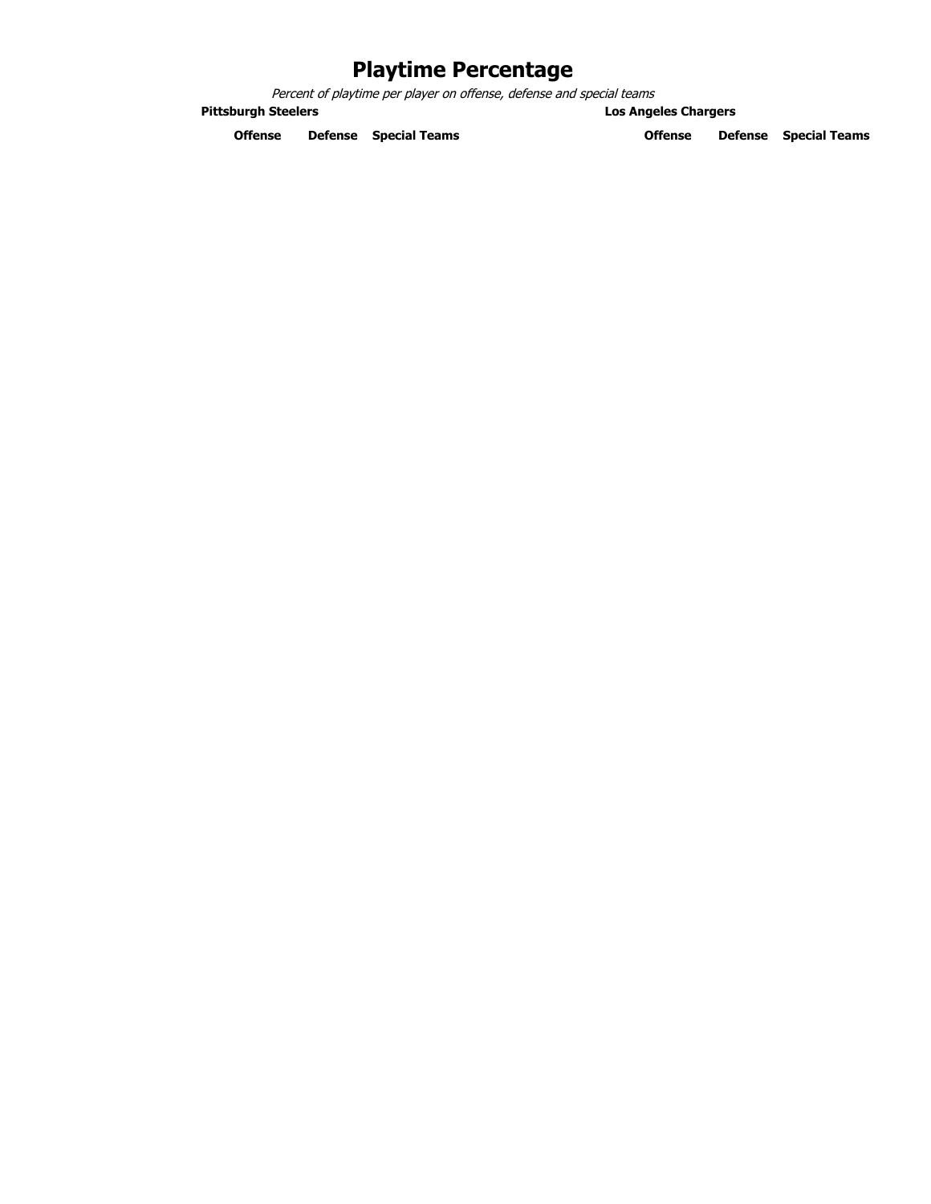# Playtime Percentage

*Percent of playtime per player on offense, defense and special teams*

| Pittsburgh Steelers | | | |
|---|---|---|---|
| | Offense | Defense | Special Teams |

| Los Angeles Chargers | | | |
|---|---|---|---|
| | Offense | Defense | Special Teams |